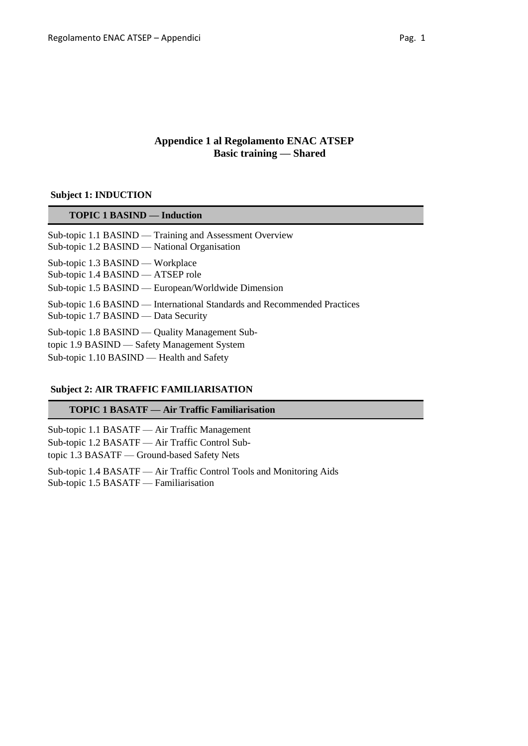# Appendice 1 al Regolamento ENAC ATSEP
## Basic training — Shared

**Subject 1: INDUCTION**

**TOPIC 1 BASIND — Induction**

Sub-topic 1.1 BASIND — Training and Assessment Overview
Sub-topic 1.2 BASIND — National Organisation

Sub-topic 1.3 BASIND — Workplace
Sub-topic 1.4 BASIND — ATSEP role
Sub-topic 1.5 BASIND — European/Worldwide Dimension

Sub-topic 1.6 BASIND — International Standards and Recommended Practices
Sub-topic 1.7 BASIND — Data Security

Sub-topic 1.8 BASIND — Quality Management
Sub-topic 1.9 BASIND — Safety Management System
Sub-topic 1.10 BASIND — Health and Safety

**Subject 2: AIR TRAFFIC FAMILIARISATION**

**TOPIC 1 BASATF — Air Traffic Familiarisation**

Sub-topic 1.1 BASATF — Air Traffic Management
Sub-topic 1.2 BASATF — Air Traffic Control
Sub-topic 1.3 BASATF — Ground-based Safety Nets

Sub-topic 1.4 BASATF — Air Traffic Control Tools and Monitoring Aids
Sub-topic 1.5 BASATF — Familiarisation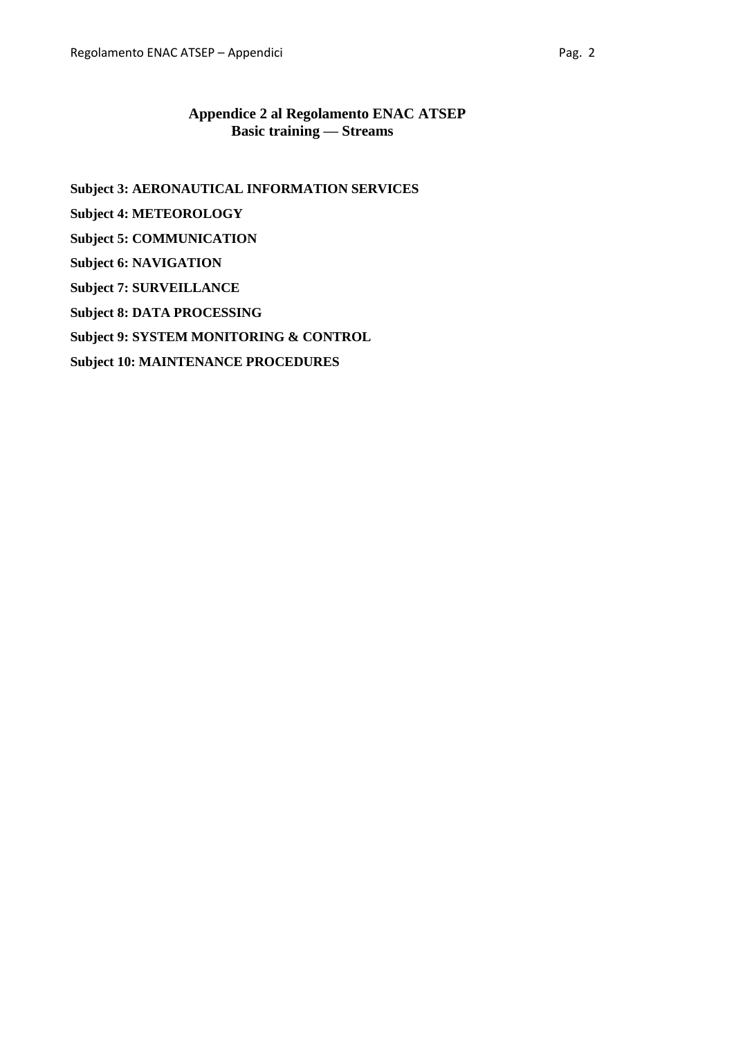# Appendice 2 al Regolamento ENAC ATSEP
## Basic training — Streams

**Subject 3: AERONAUTICAL INFORMATION SERVICES**

**Subject 4: METEOROLOGY**

**Subject 5: COMMUNICATION**

**Subject 6: NAVIGATION**

**Subject 7: SURVEILLANCE**

**Subject 8: DATA PROCESSING**

**Subject 9: SYSTEM MONITORING & CONTROL**

**Subject 10: MAINTENANCE PROCEDURES**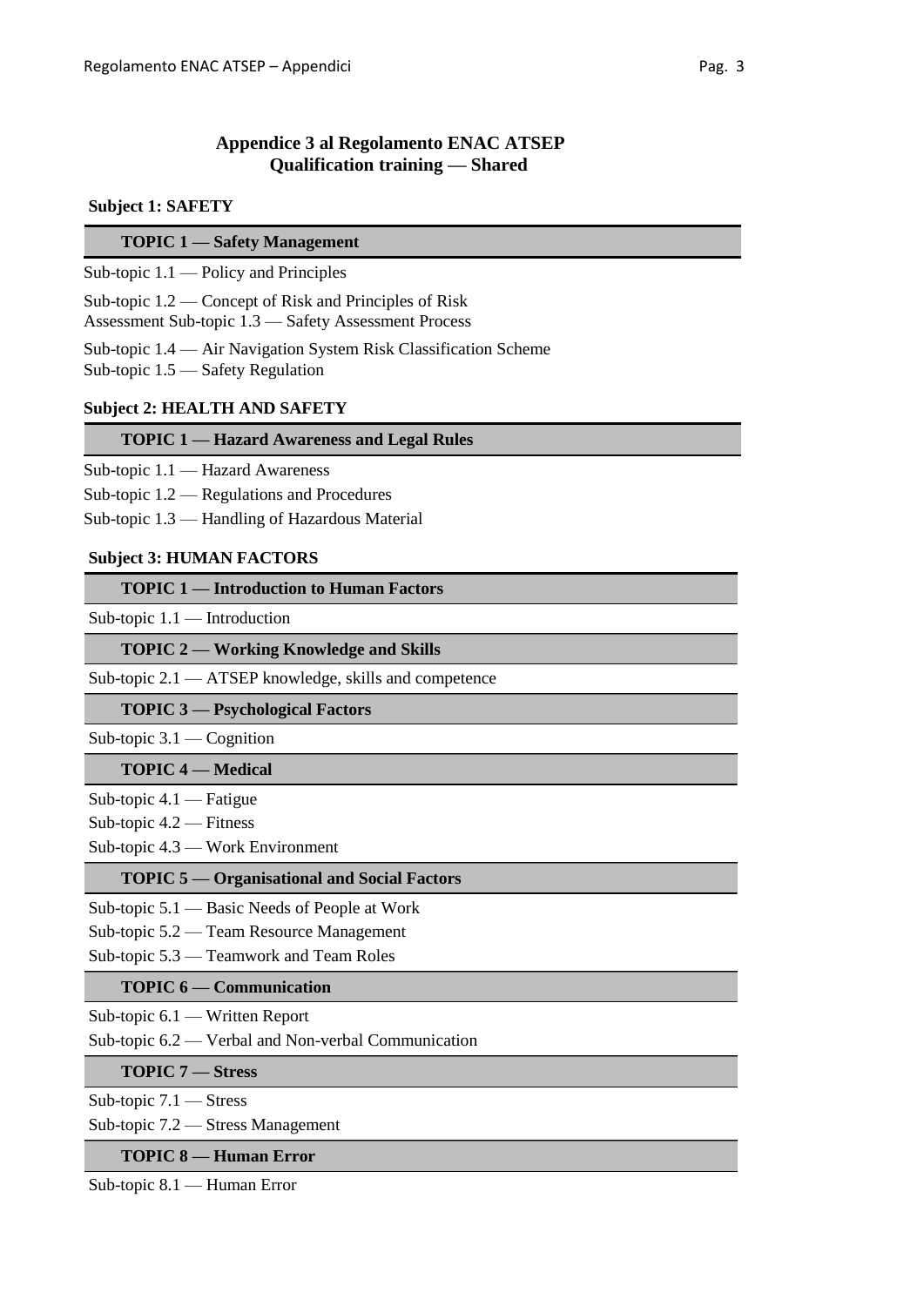# Appendice 3 al Regolamento ENAC ATSEP
## Qualification training — Shared

**Subject 1: SAFETY**

**TOPIC 1 — Safety Management**

Sub-topic 1.1 — Policy and Principles

Sub-topic 1.2 — Concept of Risk and Principles of Risk Assessment Sub-topic 1.3 — Safety Assessment Process

Sub-topic 1.4 — Air Navigation System Risk Classification Scheme

Sub-topic 1.5 — Safety Regulation

**Subject 2: HEALTH AND SAFETY**

**TOPIC 1 — Hazard Awareness and Legal Rules**

Sub-topic 1.1 — Hazard Awareness

Sub-topic 1.2 — Regulations and Procedures

Sub-topic 1.3 — Handling of Hazardous Material

**Subject 3: HUMAN FACTORS**

**TOPIC 1 — Introduction to Human Factors**

Sub-topic 1.1 — Introduction

**TOPIC 2 — Working Knowledge and Skills**

Sub-topic 2.1 — ATSEP knowledge, skills and competence

**TOPIC 3 — Psychological Factors**

Sub-topic 3.1 — Cognition

**TOPIC 4 — Medical**

Sub-topic 4.1 — Fatigue

Sub-topic 4.2 — Fitness

Sub-topic 4.3 — Work Environment

**TOPIC 5 — Organisational and Social Factors**

Sub-topic 5.1 — Basic Needs of People at Work

Sub-topic 5.2 — Team Resource Management

Sub-topic 5.3 — Teamwork and Team Roles

**TOPIC 6 — Communication**

Sub-topic 6.1 — Written Report

Sub-topic 6.2 — Verbal and Non-verbal Communication

**TOPIC 7 — Stress**

Sub-topic 7.1 — Stress

Sub-topic 7.2 — Stress Management

**TOPIC 8 — Human Error**

Sub-topic 8.1 — Human Error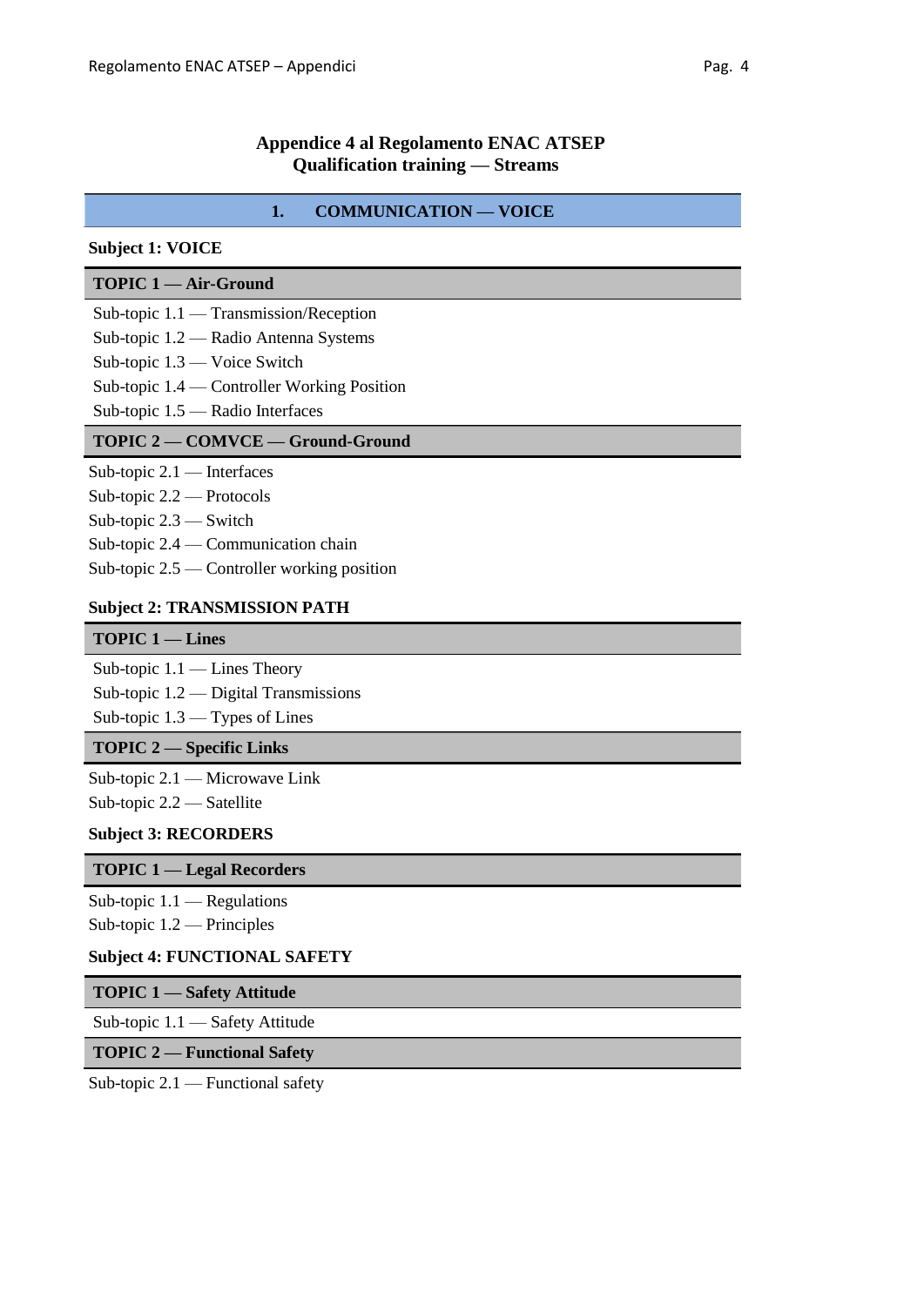# Appendice 4 al Regolamento ENAC ATSEP
# Qualification training — Streams

## 1. COMMUNICATION — VOICE

**Subject 1: VOICE**

**TOPIC 1 — Air-Ground**

Sub-topic 1.1 — Transmission/Reception
Sub-topic 1.2 — Radio Antenna Systems
Sub-topic 1.3 — Voice Switch
Sub-topic 1.4 — Controller Working Position
Sub-topic 1.5 — Radio Interfaces

**TOPIC 2 — COMVCE — Ground-Ground**

Sub-topic 2.1 — Interfaces
Sub-topic 2.2 — Protocols
Sub-topic 2.3 — Switch
Sub-topic 2.4 — Communication chain
Sub-topic 2.5 — Controller working position

**Subject 2: TRANSMISSION PATH**

**TOPIC 1 — Lines**

Sub-topic 1.1 — Lines Theory
Sub-topic 1.2 — Digital Transmissions
Sub-topic 1.3 — Types of Lines

**TOPIC 2 — Specific Links**

Sub-topic 2.1 — Microwave Link
Sub-topic 2.2 — Satellite

**Subject 3: RECORDERS**

**TOPIC 1 — Legal Recorders**

Sub-topic 1.1 — Regulations
Sub-topic 1.2 — Principles

**Subject 4: FUNCTIONAL SAFETY**

**TOPIC 1 — Safety Attitude**

Sub-topic 1.1 — Safety Attitude

**TOPIC 2 — Functional Safety**

Sub-topic 2.1 — Functional safety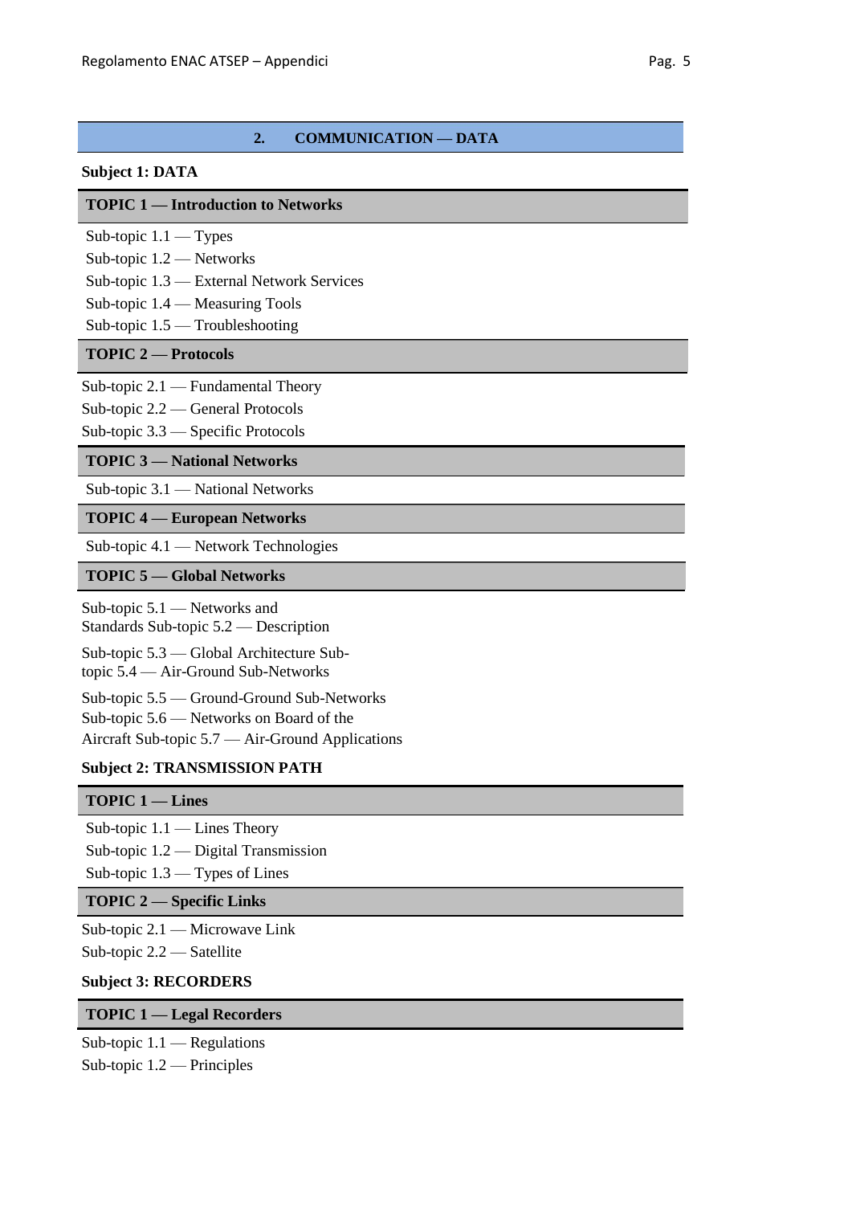## 2. COMMUNICATION — DATA

**Subject 1: DATA**

### TOPIC 1 — Introduction to Networks

Sub-topic 1.1 — Types
Sub-topic 1.2 — Networks
Sub-topic 1.3 — External Network Services
Sub-topic 1.4 — Measuring Tools
Sub-topic 1.5 — Troubleshooting

### TOPIC 2 — Protocols

Sub-topic 2.1 — Fundamental Theory
Sub-topic 2.2 — General Protocols
Sub-topic 3.3 — Specific Protocols

### TOPIC 3 — National Networks

Sub-topic 3.1 — National Networks

### TOPIC 4 — European Networks

Sub-topic 4.1 — Network Technologies

### TOPIC 5 — Global Networks

Sub-topic 5.1 — Networks and Standards Sub-topic 5.2 — Description

Sub-topic 5.3 — Global Architecture Sub-topic 5.4 — Air-Ground Sub-Networks

Sub-topic 5.5 — Ground-Ground Sub-Networks
Sub-topic 5.6 — Networks on Board of the Aircraft Sub-topic 5.7 — Air-Ground Applications

**Subject 2: TRANSMISSION PATH**

### TOPIC 1 — Lines

Sub-topic 1.1 — Lines Theory
Sub-topic 1.2 — Digital Transmission
Sub-topic 1.3 — Types of Lines

### TOPIC 2 — Specific Links

Sub-topic 2.1 — Microwave Link
Sub-topic 2.2 — Satellite

**Subject 3: RECORDERS**

### TOPIC 1 — Legal Recorders

Sub-topic 1.1 — Regulations
Sub-topic 1.2 — Principles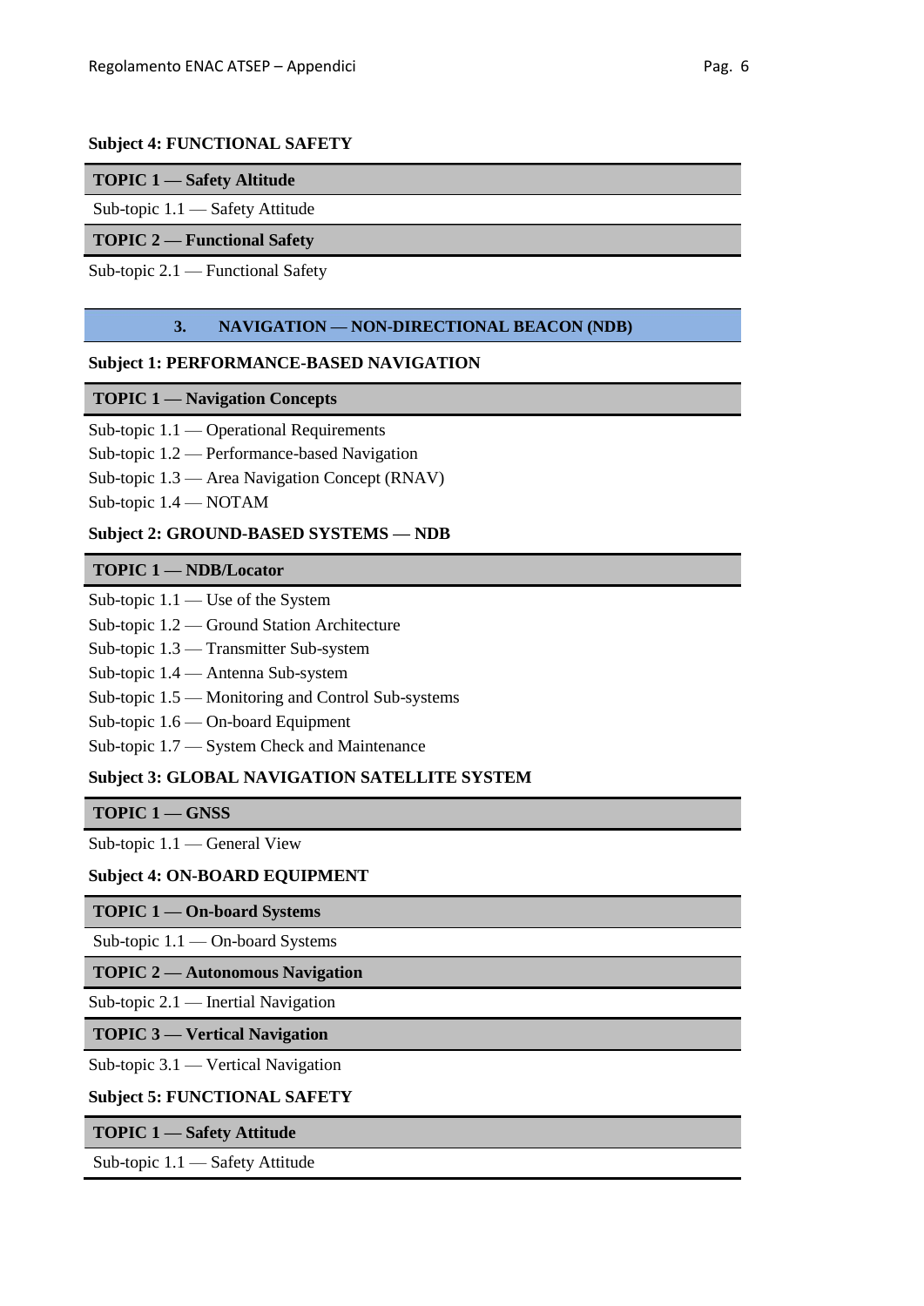**Subject 4: FUNCTIONAL SAFETY**

**TOPIC 1 — Safety Altitude**

Sub-topic 1.1 — Safety Attitude

**TOPIC 2 — Functional Safety**

Sub-topic 2.1 — Functional Safety

## 3. NAVIGATION — NON-DIRECTIONAL BEACON (NDB)

**Subject 1: PERFORMANCE-BASED NAVIGATION**

**TOPIC 1 — Navigation Concepts**

Sub-topic 1.1 — Operational Requirements

Sub-topic 1.2 — Performance-based Navigation

Sub-topic 1.3 — Area Navigation Concept (RNAV)

Sub-topic 1.4 — NOTAM

**Subject 2: GROUND-BASED SYSTEMS — NDB**

**TOPIC 1 — NDB/Locator**

Sub-topic 1.1 — Use of the System

Sub-topic 1.2 — Ground Station Architecture

Sub-topic 1.3 — Transmitter Sub-system

Sub-topic 1.4 — Antenna Sub-system

Sub-topic 1.5 — Monitoring and Control Sub-systems

Sub-topic 1.6 — On-board Equipment

Sub-topic 1.7 — System Check and Maintenance

**Subject 3: GLOBAL NAVIGATION SATELLITE SYSTEM**

**TOPIC 1 — GNSS**

Sub-topic 1.1 — General View

**Subject 4: ON-BOARD EQUIPMENT**

**TOPIC 1 — On-board Systems**

Sub-topic 1.1 — On-board Systems

**TOPIC 2 — Autonomous Navigation**

Sub-topic 2.1 — Inertial Navigation

**TOPIC 3 — Vertical Navigation**

Sub-topic 3.1 — Vertical Navigation

**Subject 5: FUNCTIONAL SAFETY**

**TOPIC 1 — Safety Attitude**

Sub-topic 1.1 — Safety Attitude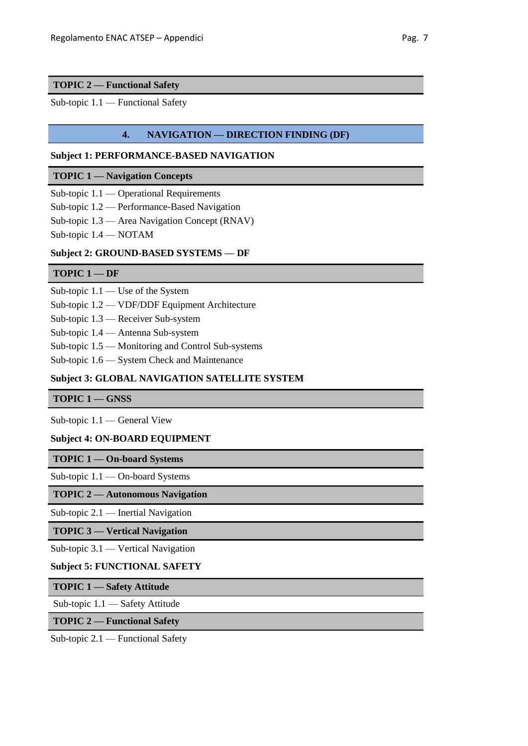**TOPIC 2 — Functional Safety**

Sub-topic 1.1 — Functional Safety

## 4. NAVIGATION — DIRECTION FINDING (DF)

**Subject 1: PERFORMANCE-BASED NAVIGATION**

**TOPIC 1 — Navigation Concepts**

Sub-topic 1.1 — Operational Requirements

Sub-topic 1.2 — Performance-Based Navigation

Sub-topic 1.3 — Area Navigation Concept (RNAV)

Sub-topic 1.4 — NOTAM

**Subject 2: GROUND-BASED SYSTEMS — DF**

**TOPIC 1 — DF**

Sub-topic 1.1 — Use of the System

Sub-topic 1.2 — VDF/DDF Equipment Architecture

Sub-topic 1.3 — Receiver Sub-system

Sub-topic 1.4 — Antenna Sub-system

Sub-topic 1.5 — Monitoring and Control Sub-systems

Sub-topic 1.6 — System Check and Maintenance

**Subject 3: GLOBAL NAVIGATION SATELLITE SYSTEM**

**TOPIC 1 — GNSS**

Sub-topic 1.1 — General View

**Subject 4: ON-BOARD EQUIPMENT**

**TOPIC 1 — On-board Systems**

Sub-topic 1.1 — On-board Systems

**TOPIC 2 — Autonomous Navigation**

Sub-topic 2.1 — Inertial Navigation

**TOPIC 3 — Vertical Navigation**

Sub-topic 3.1 — Vertical Navigation

**Subject 5: FUNCTIONAL SAFETY**

**TOPIC 1 — Safety Attitude**

Sub-topic 1.1 — Safety Attitude

**TOPIC 2 — Functional Safety**

Sub-topic 2.1 — Functional Safety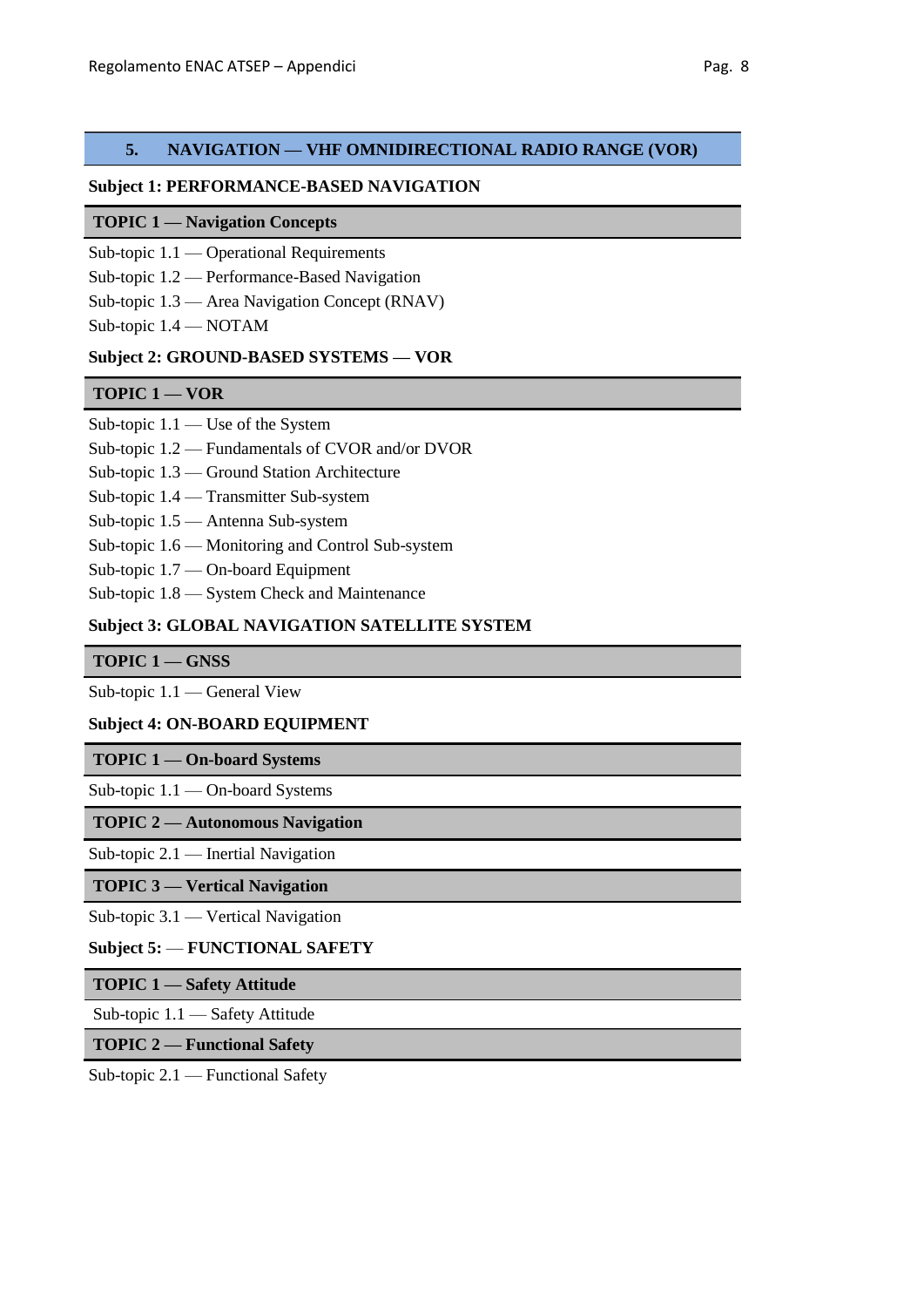## 5. NAVIGATION — VHF OMNIDIRECTIONAL RADIO RANGE (VOR)

**Subject 1: PERFORMANCE-BASED NAVIGATION**

### TOPIC 1 — Navigation Concepts

Sub-topic 1.1 — Operational Requirements

Sub-topic 1.2 — Performance-Based Navigation

Sub-topic 1.3 — Area Navigation Concept (RNAV)

Sub-topic 1.4 — NOTAM

**Subject 2: GROUND-BASED SYSTEMS — VOR**

### TOPIC 1 — VOR

Sub-topic 1.1 — Use of the System

Sub-topic 1.2 — Fundamentals of CVOR and/or DVOR

Sub-topic 1.3 — Ground Station Architecture

Sub-topic 1.4 — Transmitter Sub-system

Sub-topic 1.5 — Antenna Sub-system

Sub-topic 1.6 — Monitoring and Control Sub-system

Sub-topic 1.7 — On-board Equipment

Sub-topic 1.8 — System Check and Maintenance

**Subject 3: GLOBAL NAVIGATION SATELLITE SYSTEM**

### TOPIC 1 — GNSS

Sub-topic 1.1 — General View

**Subject 4: ON-BOARD EQUIPMENT**

### TOPIC 1 — On-board Systems

Sub-topic 1.1 — On-board Systems

### TOPIC 2 — Autonomous Navigation

Sub-topic 2.1 — Inertial Navigation

### TOPIC 3 — Vertical Navigation

Sub-topic 3.1 — Vertical Navigation

**Subject 5: — FUNCTIONAL SAFETY**

### TOPIC 1 — Safety Attitude

Sub-topic 1.1 — Safety Attitude

### TOPIC 2 — Functional Safety

Sub-topic 2.1 — Functional Safety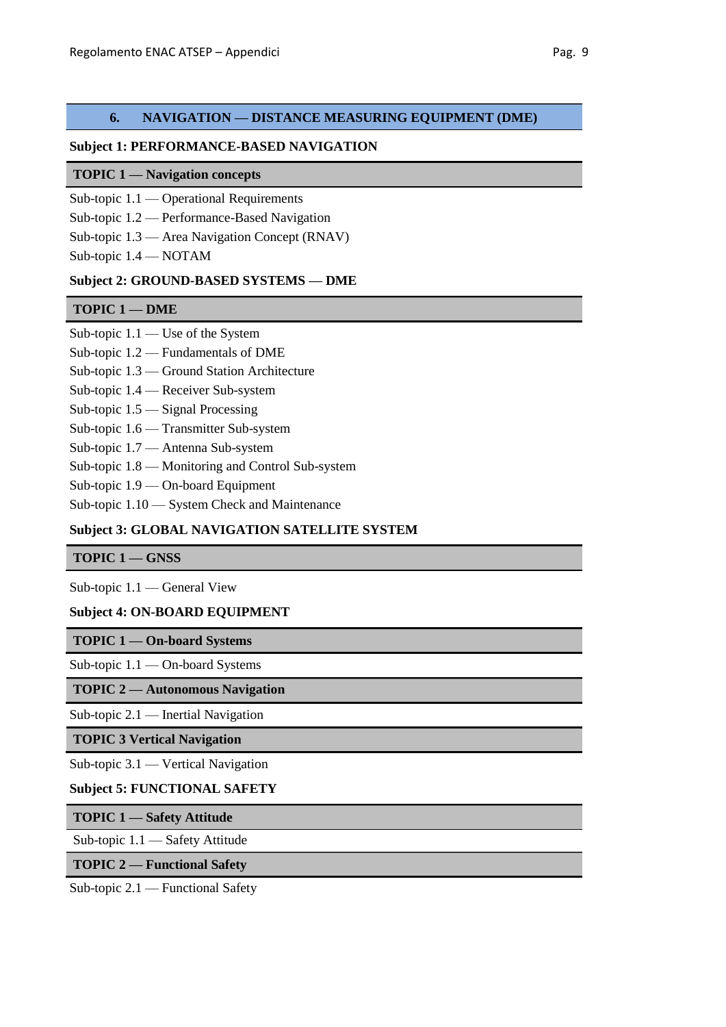## 6. NAVIGATION — DISTANCE MEASURING EQUIPMENT (DME)

**Subject 1: PERFORMANCE-BASED NAVIGATION**

### TOPIC 1 — Navigation concepts

Sub-topic 1.1 — Operational Requirements

Sub-topic 1.2 — Performance-Based Navigation

Sub-topic 1.3 — Area Navigation Concept (RNAV)

Sub-topic 1.4 — NOTAM

**Subject 2: GROUND-BASED SYSTEMS — DME**

### TOPIC 1 — DME

Sub-topic 1.1 — Use of the System

Sub-topic 1.2 — Fundamentals of DME

Sub-topic 1.3 — Ground Station Architecture

Sub-topic 1.4 — Receiver Sub-system

Sub-topic 1.5 — Signal Processing

Sub-topic 1.6 — Transmitter Sub-system

Sub-topic 1.7 — Antenna Sub-system

Sub-topic 1.8 — Monitoring and Control Sub-system

Sub-topic 1.9 — On-board Equipment

Sub-topic 1.10 — System Check and Maintenance

**Subject 3: GLOBAL NAVIGATION SATELLITE SYSTEM**

### TOPIC 1 — GNSS

Sub-topic 1.1 — General View

**Subject 4: ON-BOARD EQUIPMENT**

### TOPIC 1 — On-board Systems

Sub-topic 1.1 — On-board Systems

### TOPIC 2 — Autonomous Navigation

Sub-topic 2.1 — Inertial Navigation

### TOPIC 3 Vertical Navigation

Sub-topic 3.1 — Vertical Navigation

**Subject 5: FUNCTIONAL SAFETY**

### TOPIC 1 — Safety Attitude

Sub-topic 1.1 — Safety Attitude

### TOPIC 2 — Functional Safety

Sub-topic 2.1 — Functional Safety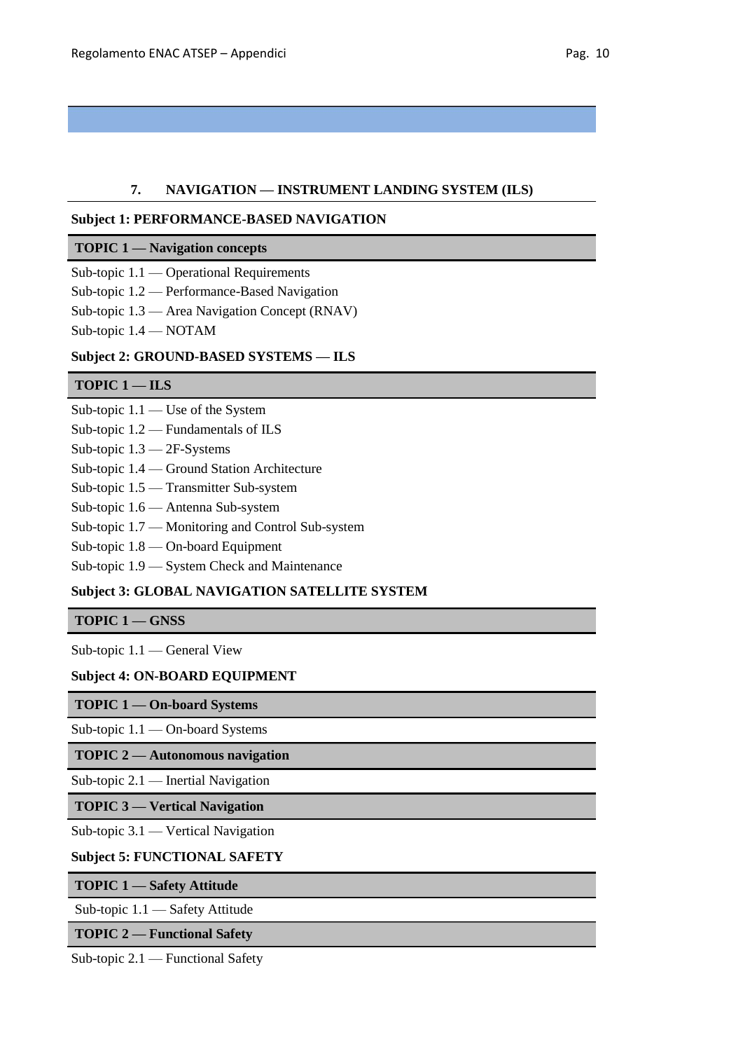## 7. NAVIGATION — INSTRUMENT LANDING SYSTEM (ILS)

**Subject 1: PERFORMANCE-BASED NAVIGATION**

**TOPIC 1 — Navigation concepts**

Sub-topic 1.1 — Operational Requirements
Sub-topic 1.2 — Performance-Based Navigation
Sub-topic 1.3 — Area Navigation Concept (RNAV)
Sub-topic 1.4 — NOTAM

**Subject 2: GROUND-BASED SYSTEMS — ILS**

**TOPIC 1 — ILS**

Sub-topic 1.1 — Use of the System
Sub-topic 1.2 — Fundamentals of ILS
Sub-topic 1.3 — 2F-Systems
Sub-topic 1.4 — Ground Station Architecture
Sub-topic 1.5 — Transmitter Sub-system
Sub-topic 1.6 — Antenna Sub-system
Sub-topic 1.7 — Monitoring and Control Sub-system
Sub-topic 1.8 — On-board Equipment
Sub-topic 1.9 — System Check and Maintenance

**Subject 3: GLOBAL NAVIGATION SATELLITE SYSTEM**

**TOPIC 1 — GNSS**

Sub-topic 1.1 — General View

**Subject 4: ON-BOARD EQUIPMENT**

**TOPIC 1 — On-board Systems**

Sub-topic 1.1 — On-board Systems

**TOPIC 2 — Autonomous navigation**

Sub-topic 2.1 — Inertial Navigation

**TOPIC 3 — Vertical Navigation**

Sub-topic 3.1 — Vertical Navigation

**Subject 5: FUNCTIONAL SAFETY**

**TOPIC 1 — Safety Attitude**

Sub-topic 1.1 — Safety Attitude

**TOPIC 2 — Functional Safety**

Sub-topic 2.1 — Functional Safety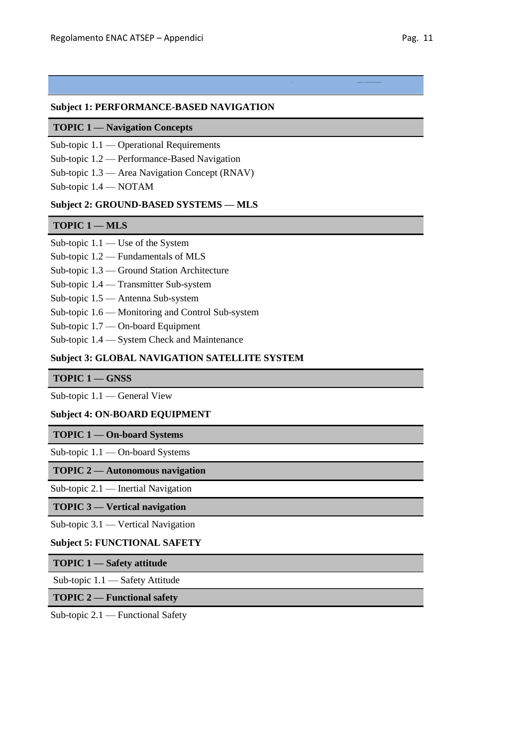**Subject 1: PERFORMANCE-BASED NAVIGATION**

**TOPIC 1 — Navigation Concepts**

Sub-topic 1.1 — Operational Requirements

Sub-topic 1.2 — Performance-Based Navigation

Sub-topic 1.3 — Area Navigation Concept (RNAV)

Sub-topic 1.4 — NOTAM

**Subject 2: GROUND-BASED SYSTEMS — MLS**

**TOPIC 1 — MLS**

Sub-topic 1.1 — Use of the System

Sub-topic 1.2 — Fundamentals of MLS

Sub-topic 1.3 — Ground Station Architecture

Sub-topic 1.4 — Transmitter Sub-system

Sub-topic 1.5 — Antenna Sub-system

Sub-topic 1.6 — Monitoring and Control Sub-system

Sub-topic 1.7 — On-board Equipment

Sub-topic 1.4 — System Check and Maintenance

**Subject 3: GLOBAL NAVIGATION SATELLITE SYSTEM**

**TOPIC 1 — GNSS**

Sub-topic 1.1 — General View

**Subject 4: ON-BOARD EQUIPMENT**

**TOPIC 1 — On-board Systems**

Sub-topic 1.1 — On-board Systems

**TOPIC 2 — Autonomous navigation**

Sub-topic 2.1 — Inertial Navigation

**TOPIC 3 — Vertical navigation**

Sub-topic 3.1 — Vertical Navigation

**Subject 5: FUNCTIONAL SAFETY**

**TOPIC 1 — Safety attitude**

Sub-topic 1.1 — Safety Attitude

**TOPIC 2 — Functional safety**

Sub-topic 2.1 — Functional Safety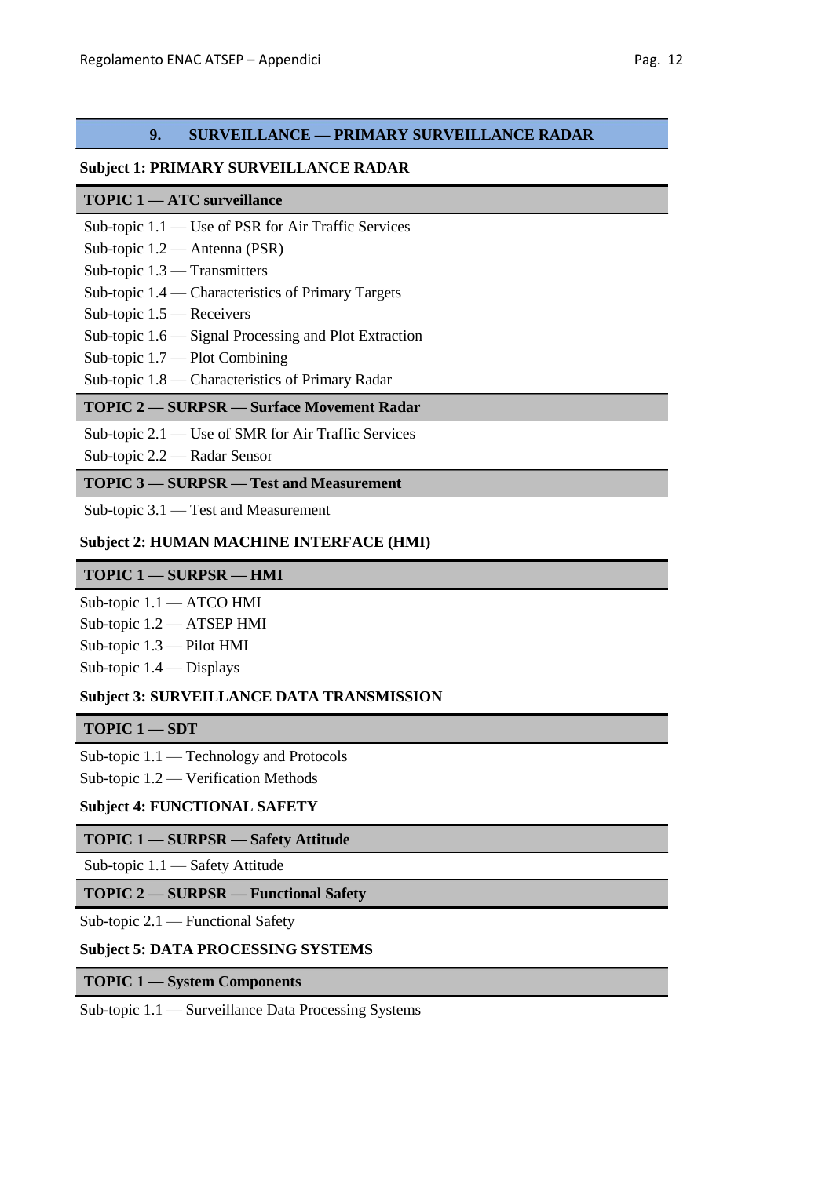## 9. SURVEILLANCE — PRIMARY SURVEILLANCE RADAR

**Subject 1: PRIMARY SURVEILLANCE RADAR**

**TOPIC 1 — ATC surveillance**

Sub-topic 1.1 — Use of PSR for Air Traffic Services
Sub-topic 1.2 — Antenna (PSR)
Sub-topic 1.3 — Transmitters
Sub-topic 1.4 — Characteristics of Primary Targets
Sub-topic 1.5 — Receivers
Sub-topic 1.6 — Signal Processing and Plot Extraction
Sub-topic 1.7 — Plot Combining
Sub-topic 1.8 — Characteristics of Primary Radar

**TOPIC 2 — SURPSR — Surface Movement Radar**

Sub-topic 2.1 — Use of SMR for Air Traffic Services
Sub-topic 2.2 — Radar Sensor

**TOPIC 3 — SURPSR — Test and Measurement**

Sub-topic 3.1 — Test and Measurement

**Subject 2: HUMAN MACHINE INTERFACE (HMI)**

**TOPIC 1 — SURPSR — HMI**

Sub-topic 1.1 — ATCO HMI
Sub-topic 1.2 — ATSEP HMI
Sub-topic 1.3 — Pilot HMI
Sub-topic 1.4 — Displays

**Subject 3: SURVEILLANCE DATA TRANSMISSION**

**TOPIC 1 — SDT**

Sub-topic 1.1 — Technology and Protocols
Sub-topic 1.2 — Verification Methods

**Subject 4: FUNCTIONAL SAFETY**

**TOPIC 1 — SURPSR — Safety Attitude**

Sub-topic 1.1 — Safety Attitude

**TOPIC 2 — SURPSR — Functional Safety**

Sub-topic 2.1 — Functional Safety

**Subject 5: DATA PROCESSING SYSTEMS**

**TOPIC 1 — System Components**

Sub-topic 1.1 — Surveillance Data Processing Systems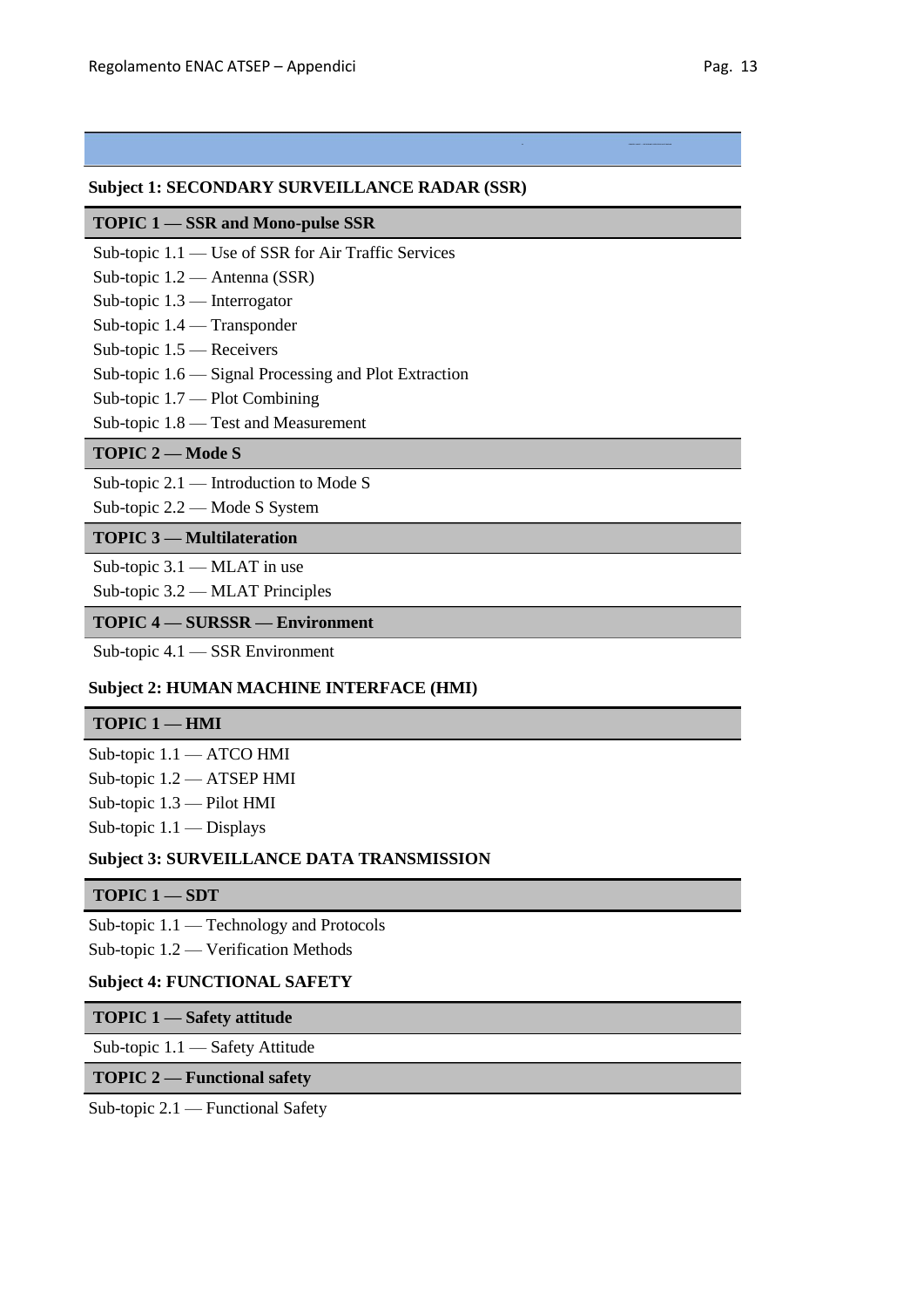**Subject 1: SECONDARY SURVEILLANCE RADAR (SSR)**

| TOPIC 1 — SSR and Mono-pulse SSR |
|---|
| Sub-topic 1.1 — Use of SSR for Air Traffic Services |
| Sub-topic 1.2 — Antenna (SSR) |
| Sub-topic 1.3 — Interrogator |
| Sub-topic 1.4 — Transponder |
| Sub-topic 1.5 — Receivers |
| Sub-topic 1.6 — Signal Processing and Plot Extraction |
| Sub-topic 1.7 — Plot Combining |
| Sub-topic 1.8 — Test and Measurement |
| **TOPIC 2 — Mode S** |
| Sub-topic 2.1 — Introduction to Mode S |
| Sub-topic 2.2 — Mode S System |
| **TOPIC 3 — Multilateration** |
| Sub-topic 3.1 — MLAT in use |
| Sub-topic 3.2 — MLAT Principles |
| **TOPIC 4 — SURSSR — Environment** |
| Sub-topic 4.1 — SSR Environment |

**Subject 2: HUMAN MACHINE INTERFACE (HMI)**

| TOPIC 1 — HMI |
|---|
| Sub-topic 1.1 — ATCO HMI |
| Sub-topic 1.2 — ATSEP HMI |
| Sub-topic 1.3 — Pilot HMI |
| Sub-topic 1.1 — Displays |

**Subject 3: SURVEILLANCE DATA TRANSMISSION**

| TOPIC 1 — SDT |
|---|
| Sub-topic 1.1 — Technology and Protocols |
| Sub-topic 1.2 — Verification Methods |

**Subject 4: FUNCTIONAL SAFETY**

| TOPIC 1 — Safety attitude |
|---|
| Sub-topic 1.1 — Safety Attitude |
| **TOPIC 2 — Functional safety** |
| Sub-topic 2.1 — Functional Safety |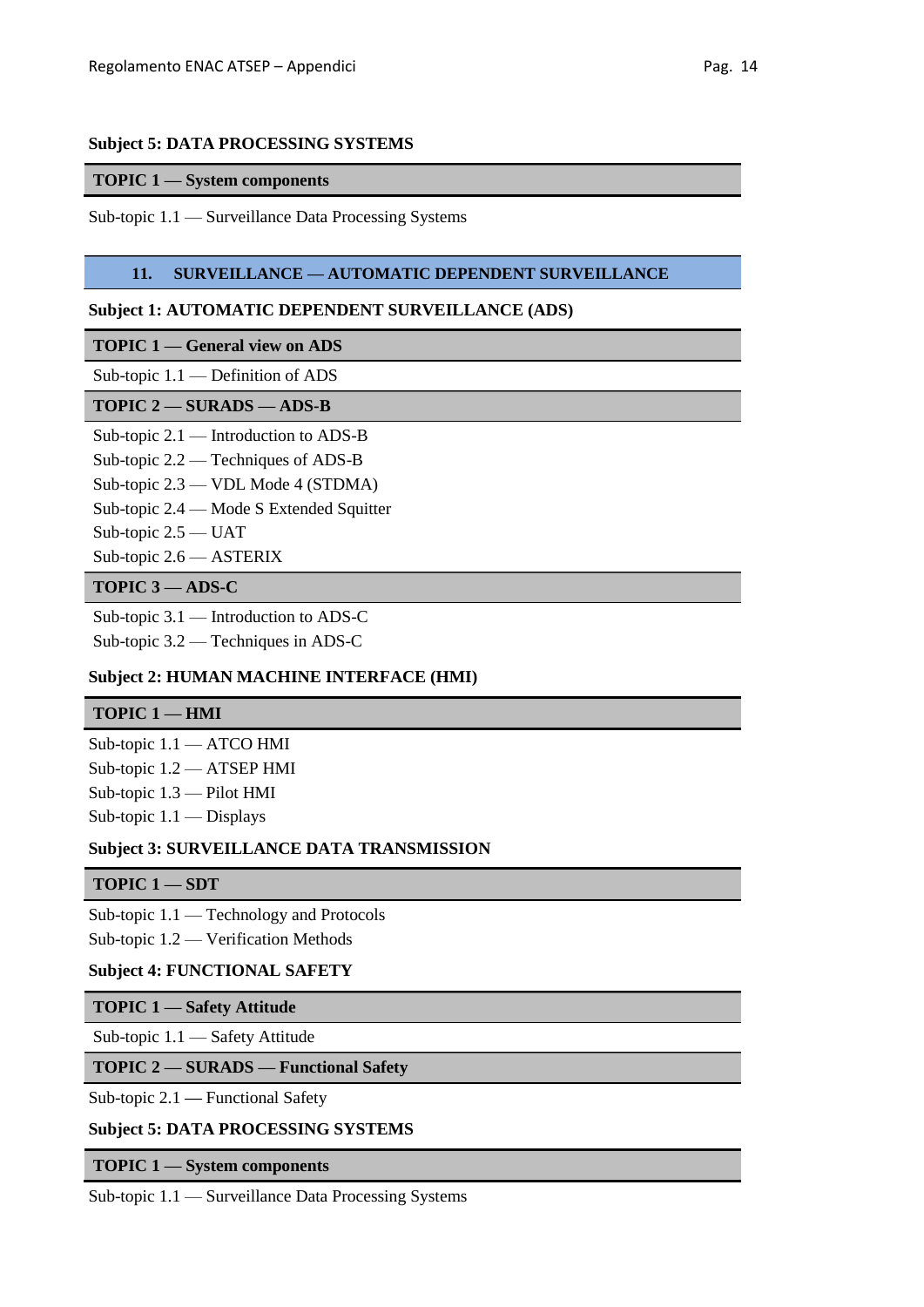**Subject 5: DATA PROCESSING SYSTEMS**

**TOPIC 1 — System components**

Sub-topic 1.1 — Surveillance Data Processing Systems

## 11. SURVEILLANCE — AUTOMATIC DEPENDENT SURVEILLANCE

**Subject 1: AUTOMATIC DEPENDENT SURVEILLANCE (ADS)**

**TOPIC 1 — General view on ADS**

Sub-topic 1.1 — Definition of ADS

**TOPIC 2 — SURADS — ADS-B**

Sub-topic 2.1 — Introduction to ADS-B
Sub-topic 2.2 — Techniques of ADS-B
Sub-topic 2.3 — VDL Mode 4 (STDMA)
Sub-topic 2.4 — Mode S Extended Squitter
Sub-topic 2.5 — UAT
Sub-topic 2.6 — ASTERIX

**TOPIC 3 — ADS-C**

Sub-topic 3.1 — Introduction to ADS-C
Sub-topic 3.2 — Techniques in ADS-C

**Subject 2: HUMAN MACHINE INTERFACE (HMI)**

**TOPIC 1 — HMI**

Sub-topic 1.1 — ATCO HMI
Sub-topic 1.2 — ATSEP HMI
Sub-topic 1.3 — Pilot HMI
Sub-topic 1.1 — Displays

**Subject 3: SURVEILLANCE DATA TRANSMISSION**

**TOPIC 1 — SDT**

Sub-topic 1.1 — Technology and Protocols
Sub-topic 1.2 — Verification Methods

**Subject 4: FUNCTIONAL SAFETY**

**TOPIC 1 — Safety Attitude**

Sub-topic 1.1 — Safety Attitude

**TOPIC 2 — SURADS — Functional Safety**

Sub-topic 2.1 — Functional Safety

**Subject 5: DATA PROCESSING SYSTEMS**

**TOPIC 1 — System components**

Sub-topic 1.1 — Surveillance Data Processing Systems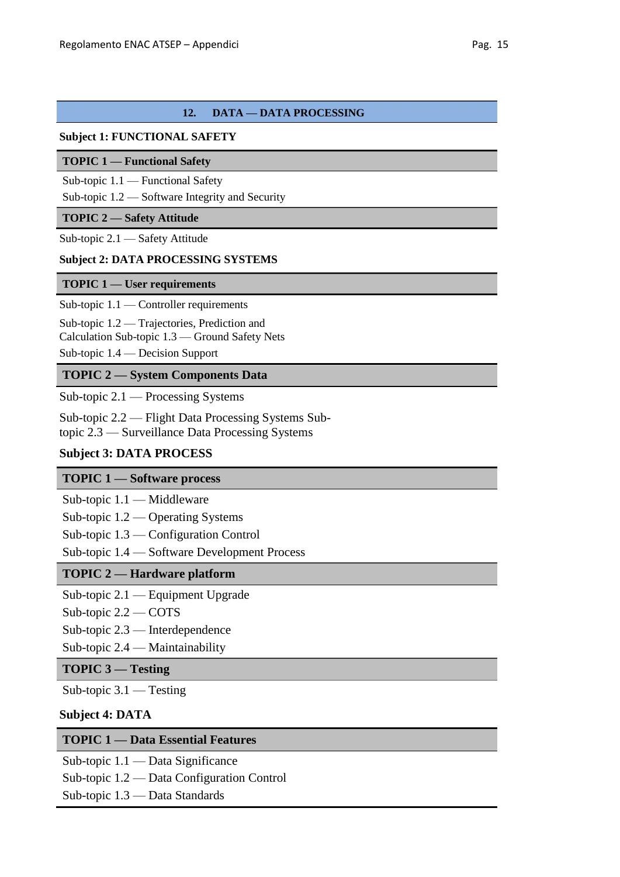## 12. DATA — DATA PROCESSING

**Subject 1: FUNCTIONAL SAFETY**

**TOPIC 1 — Functional Safety**

Sub-topic 1.1 — Functional Safety

Sub-topic 1.2 — Software Integrity and Security

**TOPIC 2 — Safety Attitude**

Sub-topic 2.1 — Safety Attitude

**Subject 2: DATA PROCESSING SYSTEMS**

**TOPIC 1 — User requirements**

Sub-topic 1.1 — Controller requirements

Sub-topic 1.2 — Trajectories, Prediction and Calculation Sub-topic 1.3 — Ground Safety Nets

Sub-topic 1.4 — Decision Support

**TOPIC 2 — System Components Data**

Sub-topic 2.1 — Processing Systems

Sub-topic 2.2 — Flight Data Processing Systems Sub-topic 2.3 — Surveillance Data Processing Systems

**Subject 3: DATA PROCESS**

**TOPIC 1 — Software process**

Sub-topic 1.1 — Middleware

Sub-topic 1.2 — Operating Systems

Sub-topic 1.3 — Configuration Control

Sub-topic 1.4 — Software Development Process

**TOPIC 2 — Hardware platform**

Sub-topic 2.1 — Equipment Upgrade

Sub-topic 2.2 — COTS

Sub-topic 2.3 — Interdependence

Sub-topic 2.4 — Maintainability

**TOPIC 3 — Testing**

Sub-topic 3.1 — Testing

**Subject 4: DATA**

**TOPIC 1 — Data Essential Features**

Sub-topic 1.1 — Data Significance

Sub-topic 1.2 — Data Configuration Control

Sub-topic 1.3 — Data Standards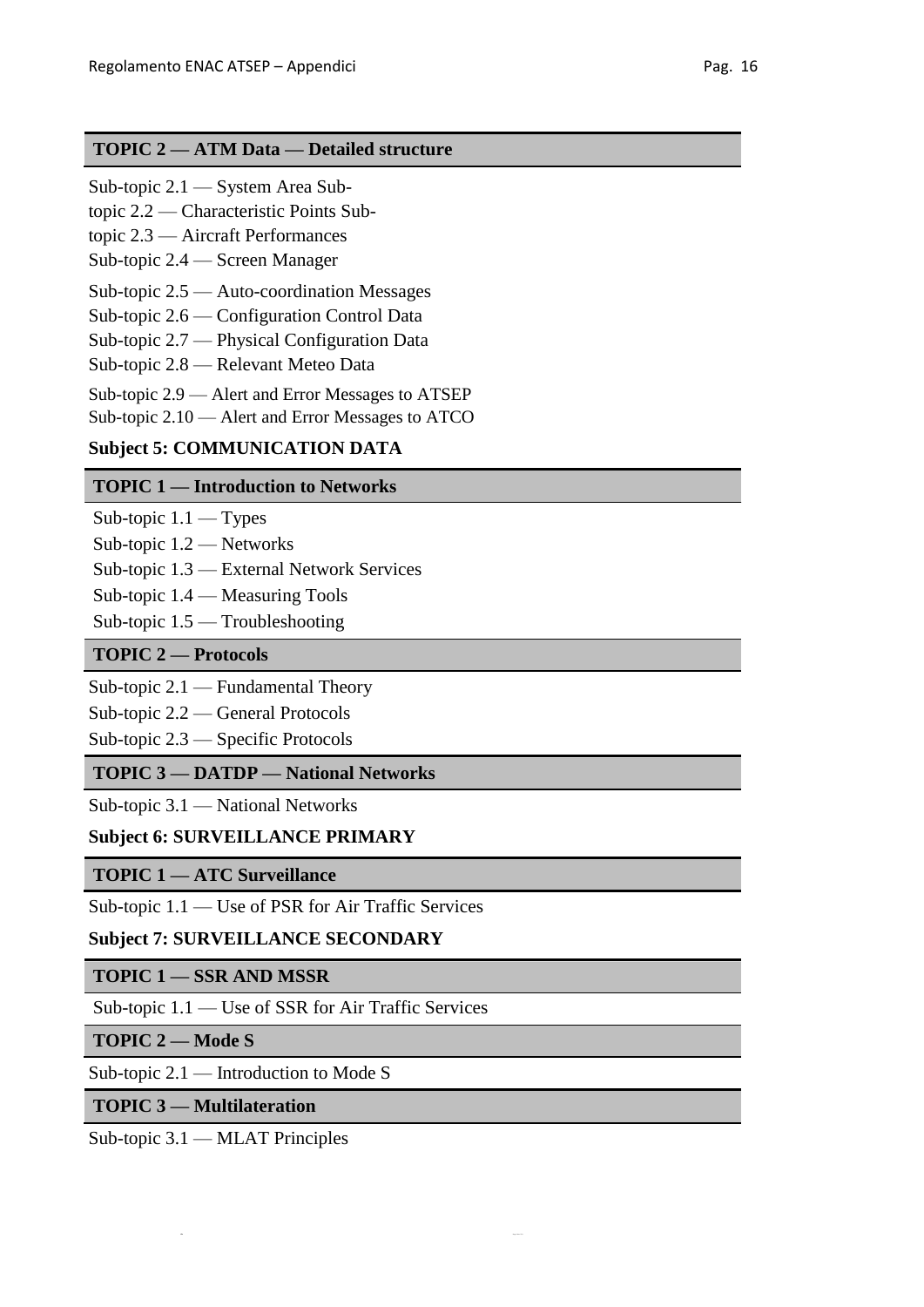**TOPIC 2 — ATM Data — Detailed structure**

Sub-topic 2.1 — System Area
Sub-topic 2.2 — Characteristic Points
Sub-topic 2.3 — Aircraft Performances
Sub-topic 2.4 — Screen Manager
Sub-topic 2.5 — Auto-coordination Messages
Sub-topic 2.6 — Configuration Control Data
Sub-topic 2.7 — Physical Configuration Data
Sub-topic 2.8 — Relevant Meteo Data
Sub-topic 2.9 — Alert and Error Messages to ATSEP
Sub-topic 2.10 — Alert and Error Messages to ATCO

**Subject 5: COMMUNICATION DATA**

**TOPIC 1 — Introduction to Networks**

Sub-topic 1.1 — Types
Sub-topic 1.2 — Networks
Sub-topic 1.3 — External Network Services
Sub-topic 1.4 — Measuring Tools
Sub-topic 1.5 — Troubleshooting

**TOPIC 2 — Protocols**

Sub-topic 2.1 — Fundamental Theory
Sub-topic 2.2 — General Protocols
Sub-topic 2.3 — Specific Protocols

**TOPIC 3 — DATDP — National Networks**

Sub-topic 3.1 — National Networks

**Subject 6: SURVEILLANCE PRIMARY**

**TOPIC 1 — ATC Surveillance**

Sub-topic 1.1 — Use of PSR for Air Traffic Services

**Subject 7: SURVEILLANCE SECONDARY**

**TOPIC 1 — SSR AND MSSR**

Sub-topic 1.1 — Use of SSR for Air Traffic Services

**TOPIC 2 — Mode S**

Sub-topic 2.1 — Introduction to Mode S

**TOPIC 3 — Multilateration**

Sub-topic 3.1 — MLAT Principles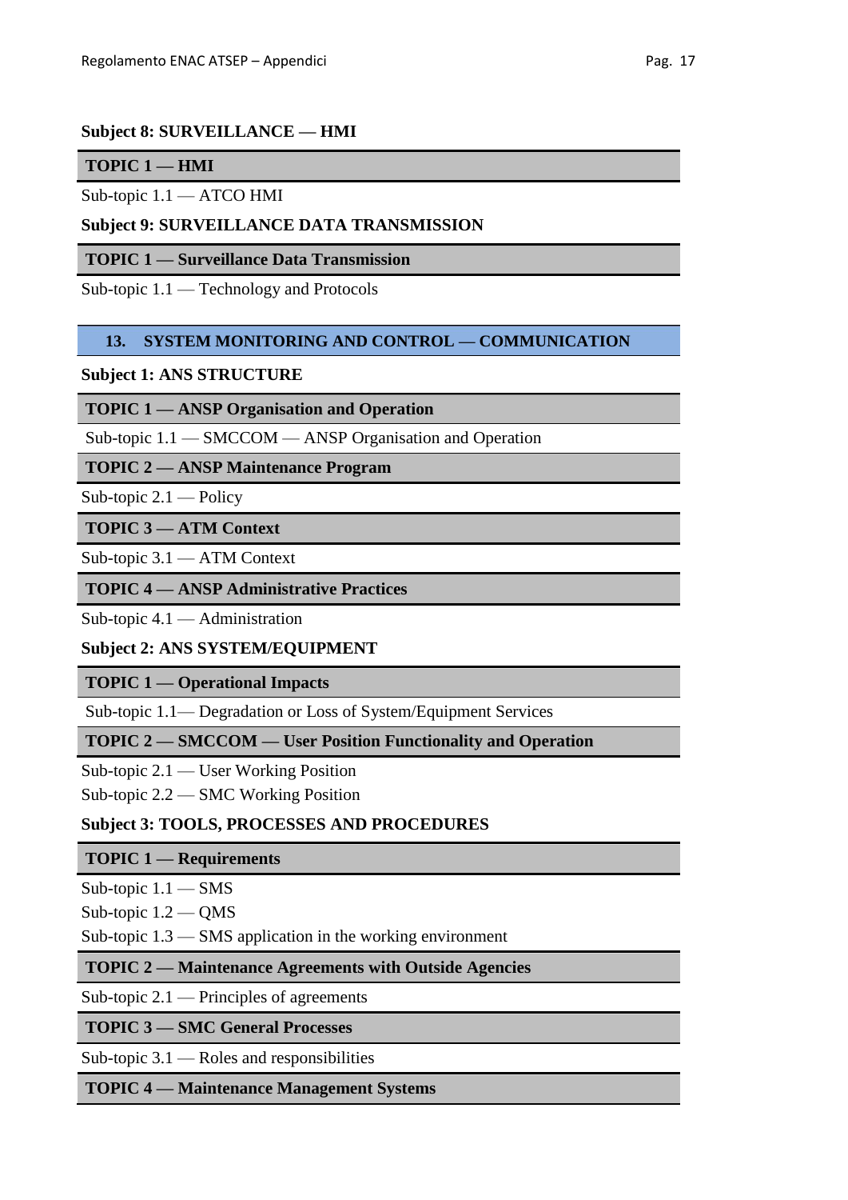**Subject 8: SURVEILLANCE — HMI**

**TOPIC 1 — HMI**

Sub-topic 1.1 — ATCO HMI

**Subject 9: SURVEILLANCE DATA TRANSMISSION**

**TOPIC 1 — Surveillance Data Transmission**

Sub-topic 1.1 — Technology and Protocols

## 13. SYSTEM MONITORING AND CONTROL — COMMUNICATION

**Subject 1: ANS STRUCTURE**

**TOPIC 1 — ANSP Organisation and Operation**

Sub-topic 1.1 — SMCCOM — ANSP Organisation and Operation

**TOPIC 2 — ANSP Maintenance Program**

Sub-topic 2.1 — Policy

**TOPIC 3 — ATM Context**

Sub-topic 3.1 — ATM Context

**TOPIC 4 — ANSP Administrative Practices**

Sub-topic 4.1 — Administration

**Subject 2: ANS SYSTEM/EQUIPMENT**

**TOPIC 1 — Operational Impacts**

Sub-topic 1.1— Degradation or Loss of System/Equipment Services

**TOPIC 2 — SMCCOM — User Position Functionality and Operation**

Sub-topic 2.1 — User Working Position

Sub-topic 2.2 — SMC Working Position

**Subject 3: TOOLS, PROCESSES AND PROCEDURES**

**TOPIC 1 — Requirements**

Sub-topic 1.1 — SMS

Sub-topic 1.2 — QMS

Sub-topic 1.3 — SMS application in the working environment

**TOPIC 2 — Maintenance Agreements with Outside Agencies**

Sub-topic 2.1 — Principles of agreements

**TOPIC 3 — SMC General Processes**

Sub-topic 3.1 — Roles and responsibilities

**TOPIC 4 — Maintenance Management Systems**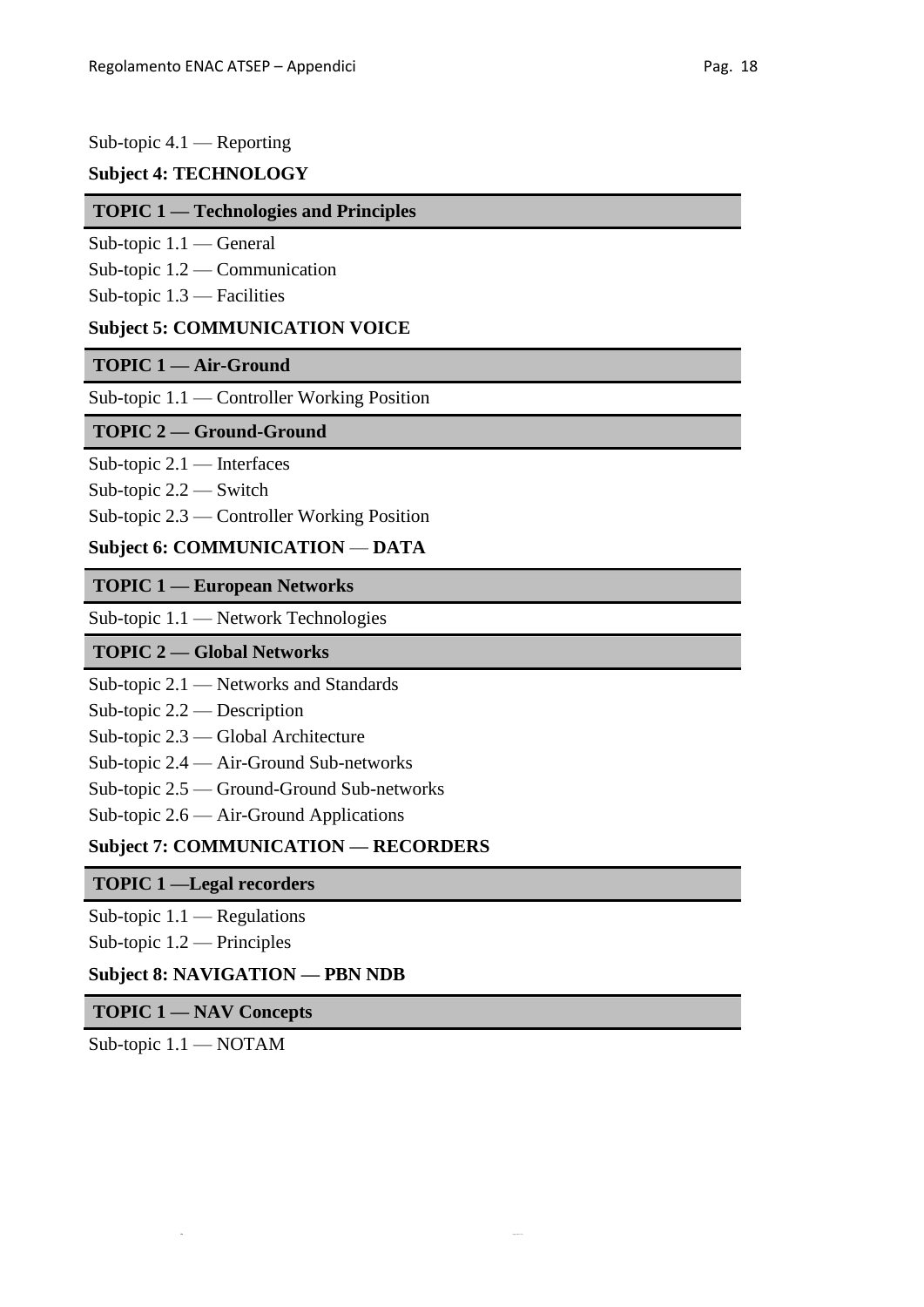Sub-topic 4.1 — Reporting

**Subject 4: TECHNOLOGY**

**TOPIC 1 — Technologies and Principles**

Sub-topic 1.1 — General

Sub-topic 1.2 — Communication

Sub-topic 1.3 — Facilities

**Subject 5: COMMUNICATION VOICE**

**TOPIC 1 — Air-Ground**

Sub-topic 1.1 — Controller Working Position

**TOPIC 2 — Ground-Ground**

Sub-topic 2.1 — Interfaces

Sub-topic 2.2 — Switch

Sub-topic 2.3 — Controller Working Position

**Subject 6: COMMUNICATION — DATA**

**TOPIC 1 — European Networks**

Sub-topic 1.1 — Network Technologies

**TOPIC 2 — Global Networks**

Sub-topic 2.1 — Networks and Standards

Sub-topic 2.2 — Description

Sub-topic 2.3 — Global Architecture

Sub-topic 2.4 — Air-Ground Sub-networks

Sub-topic 2.5 — Ground-Ground Sub-networks

Sub-topic 2.6 — Air-Ground Applications

**Subject 7: COMMUNICATION — RECORDERS**

**TOPIC 1 —Legal recorders**

Sub-topic 1.1 — Regulations

Sub-topic 1.2 — Principles

**Subject 8: NAVIGATION — PBN NDB**

**TOPIC 1 — NAV Concepts**

Sub-topic 1.1 — NOTAM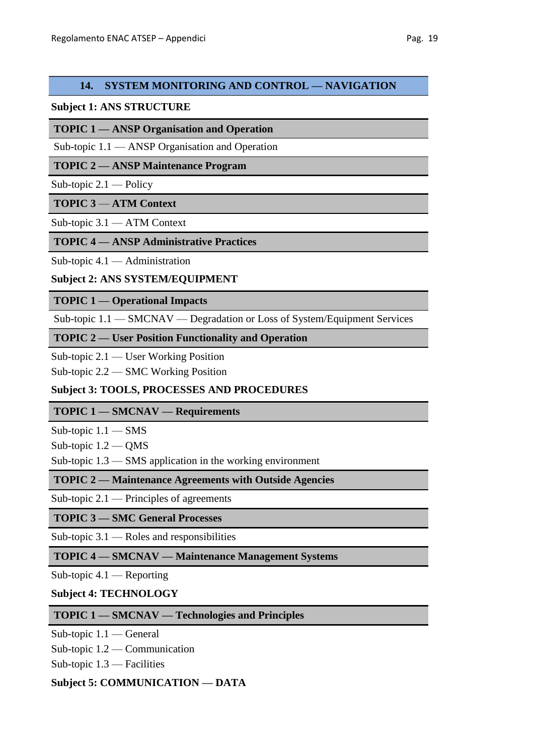## 14. SYSTEM MONITORING AND CONTROL — NAVIGATION

**Subject 1: ANS STRUCTURE**

**TOPIC 1 — ANSP Organisation and Operation**

Sub-topic 1.1 — ANSP Organisation and Operation

**TOPIC 2 — ANSP Maintenance Program**

Sub-topic 2.1 — Policy

**TOPIC 3 — ATM Context**

Sub-topic 3.1 — ATM Context

**TOPIC 4 — ANSP Administrative Practices**

Sub-topic 4.1 — Administration

**Subject 2: ANS SYSTEM/EQUIPMENT**

**TOPIC 1 — Operational Impacts**

Sub-topic 1.1 — SMCNAV — Degradation or Loss of System/Equipment Services

**TOPIC 2 — User Position Functionality and Operation**

Sub-topic 2.1 — User Working Position
Sub-topic 2.2 — SMC Working Position

**Subject 3: TOOLS, PROCESSES AND PROCEDURES**

**TOPIC 1 — SMCNAV — Requirements**

Sub-topic 1.1 — SMS
Sub-topic 1.2 — QMS
Sub-topic 1.3 — SMS application in the working environment

**TOPIC 2 — Maintenance Agreements with Outside Agencies**

Sub-topic 2.1 — Principles of agreements

**TOPIC 3 — SMC General Processes**

Sub-topic 3.1 — Roles and responsibilities

**TOPIC 4 — SMCNAV — Maintenance Management Systems**

Sub-topic 4.1 — Reporting

**Subject 4: TECHNOLOGY**

**TOPIC 1 — SMCNAV — Technologies and Principles**

Sub-topic 1.1 — General
Sub-topic 1.2 — Communication
Sub-topic 1.3 — Facilities

**Subject 5: COMMUNICATION — DATA**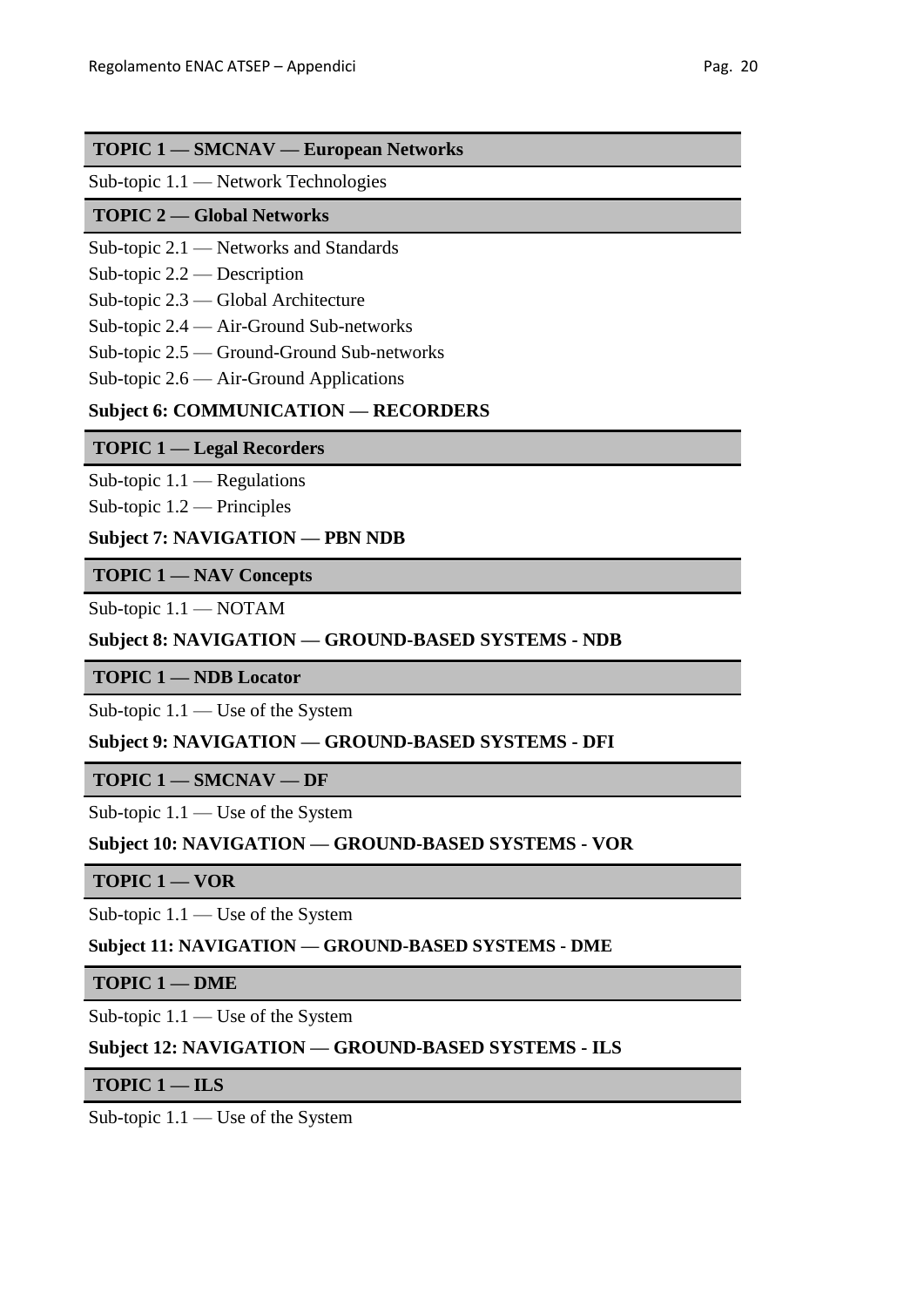**TOPIC 1 — SMCNAV — European Networks**

Sub-topic 1.1 — Network Technologies

**TOPIC 2 — Global Networks**

Sub-topic 2.1 — Networks and Standards

Sub-topic 2.2 — Description

Sub-topic 2.3 — Global Architecture

Sub-topic 2.4 — Air-Ground Sub-networks

Sub-topic 2.5 — Ground-Ground Sub-networks

Sub-topic 2.6 — Air-Ground Applications

**Subject 6: COMMUNICATION — RECORDERS**

**TOPIC 1 — Legal Recorders**

Sub-topic 1.1 — Regulations

Sub-topic 1.2 — Principles

**Subject 7: NAVIGATION — PBN NDB**

**TOPIC 1 — NAV Concepts**

Sub-topic 1.1 — NOTAM

**Subject 8: NAVIGATION — GROUND-BASED SYSTEMS - NDB**

**TOPIC 1 — NDB Locator**

Sub-topic 1.1 — Use of the System

**Subject 9: NAVIGATION — GROUND-BASED SYSTEMS - DFI**

**TOPIC 1 — SMCNAV — DF**

Sub-topic 1.1 — Use of the System

**Subject 10: NAVIGATION — GROUND-BASED SYSTEMS - VOR**

**TOPIC 1 — VOR**

Sub-topic 1.1 — Use of the System

**Subject 11: NAVIGATION — GROUND-BASED SYSTEMS - DME**

**TOPIC 1 — DME**

Sub-topic 1.1 — Use of the System

**Subject 12: NAVIGATION — GROUND-BASED SYSTEMS - ILS**

**TOPIC 1 — ILS**

Sub-topic 1.1 — Use of the System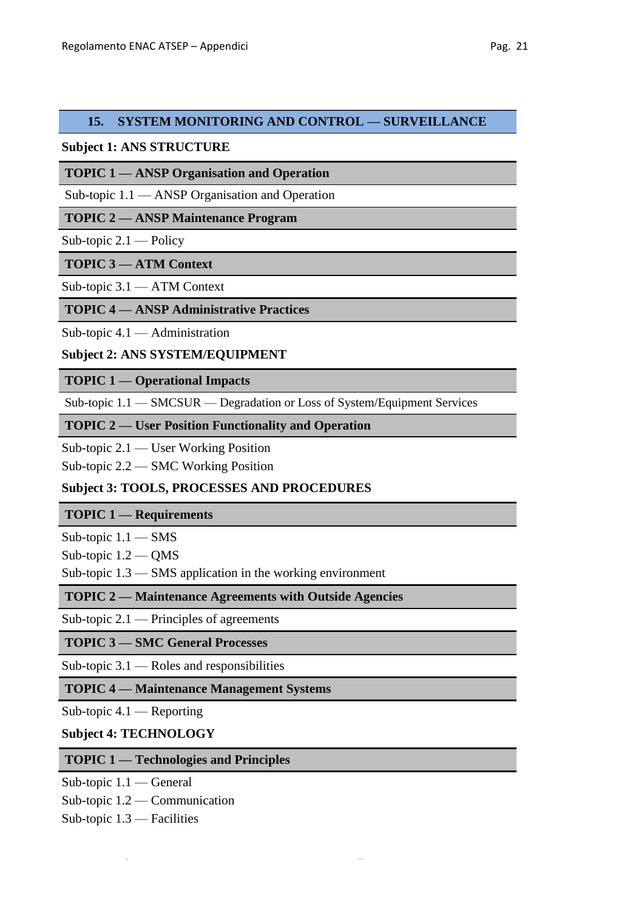## 15. SYSTEM MONITORING AND CONTROL — SURVEILLANCE

**Subject 1: ANS STRUCTURE**

**TOPIC 1 — ANSP Organisation and Operation**

Sub-topic 1.1 — ANSP Organisation and Operation

**TOPIC 2 — ANSP Maintenance Program**

Sub-topic 2.1 — Policy

**TOPIC 3 — ATM Context**

Sub-topic 3.1 — ATM Context

**TOPIC 4 — ANSP Administrative Practices**

Sub-topic 4.1 — Administration

**Subject 2: ANS SYSTEM/EQUIPMENT**

**TOPIC 1 — Operational Impacts**

Sub-topic 1.1 — SMCSUR — Degradation or Loss of System/Equipment Services

**TOPIC 2 — User Position Functionality and Operation**

Sub-topic 2.1 — User Working Position

Sub-topic 2.2 — SMC Working Position

**Subject 3: TOOLS, PROCESSES AND PROCEDURES**

**TOPIC 1 — Requirements**

Sub-topic 1.1 — SMS

Sub-topic 1.2 — QMS

Sub-topic 1.3 — SMS application in the working environment

**TOPIC 2 — Maintenance Agreements with Outside Agencies**

Sub-topic 2.1 — Principles of agreements

**TOPIC 3 — SMC General Processes**

Sub-topic 3.1 — Roles and responsibilities

**TOPIC 4 — Maintenance Management Systems**

Sub-topic 4.1 — Reporting

**Subject 4: TECHNOLOGY**

**TOPIC 1 — Technologies and Principles**

Sub-topic 1.1 — General

Sub-topic 1.2 — Communication

Sub-topic 1.3 — Facilities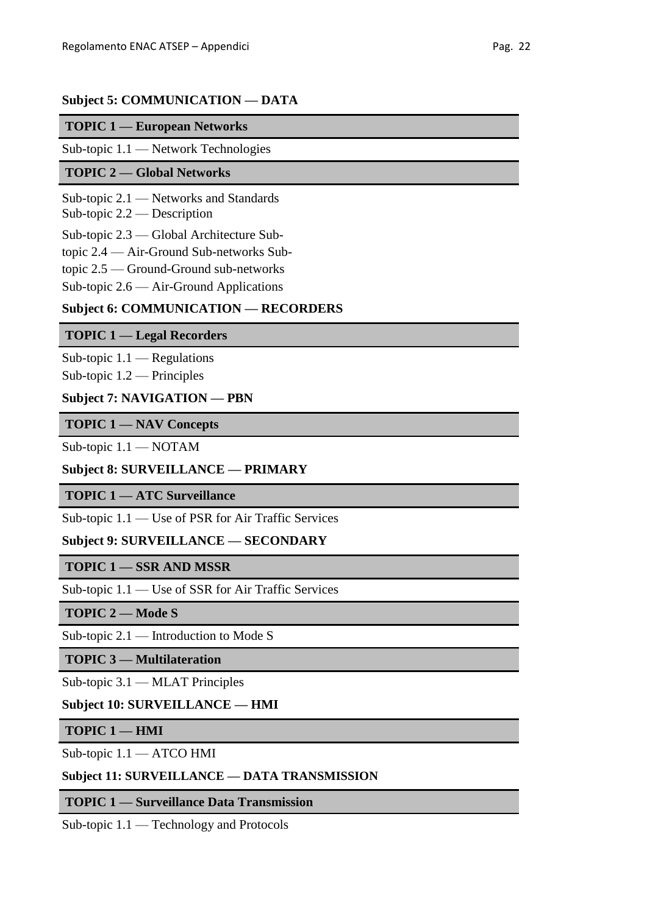**Subject 5: COMMUNICATION — DATA**

**TOPIC 1 — European Networks**

Sub-topic 1.1 — Network Technologies

**TOPIC 2 — Global Networks**

Sub-topic 2.1 — Networks and Standards
Sub-topic 2.2 — Description

Sub-topic 2.3 — Global Architecture Sub-
topic 2.4 — Air-Ground Sub-networks Sub-
topic 2.5 — Ground-Ground sub-networks
Sub-topic 2.6 — Air-Ground Applications

**Subject 6: COMMUNICATION — RECORDERS**

**TOPIC 1 — Legal Recorders**

Sub-topic 1.1 — Regulations
Sub-topic 1.2 — Principles

**Subject 7: NAVIGATION — PBN**

**TOPIC 1 — NAV Concepts**

Sub-topic 1.1 — NOTAM

**Subject 8: SURVEILLANCE — PRIMARY**

**TOPIC 1 — ATC Surveillance**

Sub-topic 1.1 — Use of PSR for Air Traffic Services

**Subject 9: SURVEILLANCE — SECONDARY**

**TOPIC 1 — SSR AND MSSR**

Sub-topic 1.1 — Use of SSR for Air Traffic Services

**TOPIC 2 — Mode S**

Sub-topic 2.1 — Introduction to Mode S

**TOPIC 3 — Multilateration**

Sub-topic 3.1 — MLAT Principles

**Subject 10: SURVEILLANCE — HMI**

**TOPIC 1 — HMI**

Sub-topic 1.1 — ATCO HMI

**Subject 11: SURVEILLANCE — DATA TRANSMISSION**

**TOPIC 1 — Surveillance Data Transmission**

Sub-topic 1.1 — Technology and Protocols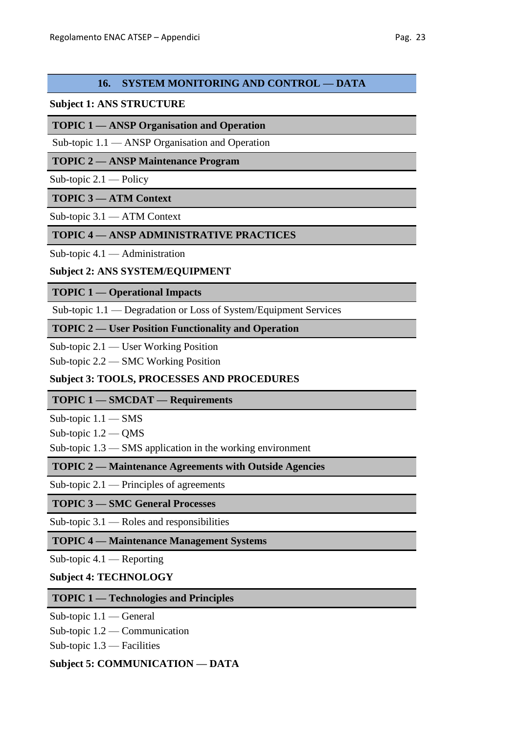## 16. SYSTEM MONITORING AND CONTROL — DATA

**Subject 1: ANS STRUCTURE**

**TOPIC 1 — ANSP Organisation and Operation**

Sub-topic 1.1 — ANSP Organisation and Operation

**TOPIC 2 — ANSP Maintenance Program**

Sub-topic 2.1 — Policy

**TOPIC 3 — ATM Context**

Sub-topic 3.1 — ATM Context

**TOPIC 4 — ANSP ADMINISTRATIVE PRACTICES**

Sub-topic 4.1 — Administration

**Subject 2: ANS SYSTEM/EQUIPMENT**

**TOPIC 1 — Operational Impacts**

Sub-topic 1.1 — Degradation or Loss of System/Equipment Services

**TOPIC 2 — User Position Functionality and Operation**

Sub-topic 2.1 — User Working Position

Sub-topic 2.2 — SMC Working Position

**Subject 3: TOOLS, PROCESSES AND PROCEDURES**

**TOPIC 1 — SMCDAT — Requirements**

Sub-topic 1.1 — SMS

Sub-topic 1.2 — QMS

Sub-topic 1.3 — SMS application in the working environment

**TOPIC 2 — Maintenance Agreements with Outside Agencies**

Sub-topic 2.1 — Principles of agreements

**TOPIC 3 — SMC General Processes**

Sub-topic 3.1 — Roles and responsibilities

**TOPIC 4 — Maintenance Management Systems**

Sub-topic 4.1 — Reporting

**Subject 4: TECHNOLOGY**

**TOPIC 1 — Technologies and Principles**

Sub-topic 1.1 — General

Sub-topic 1.2 — Communication

Sub-topic 1.3 — Facilities

**Subject 5: COMMUNICATION — DATA**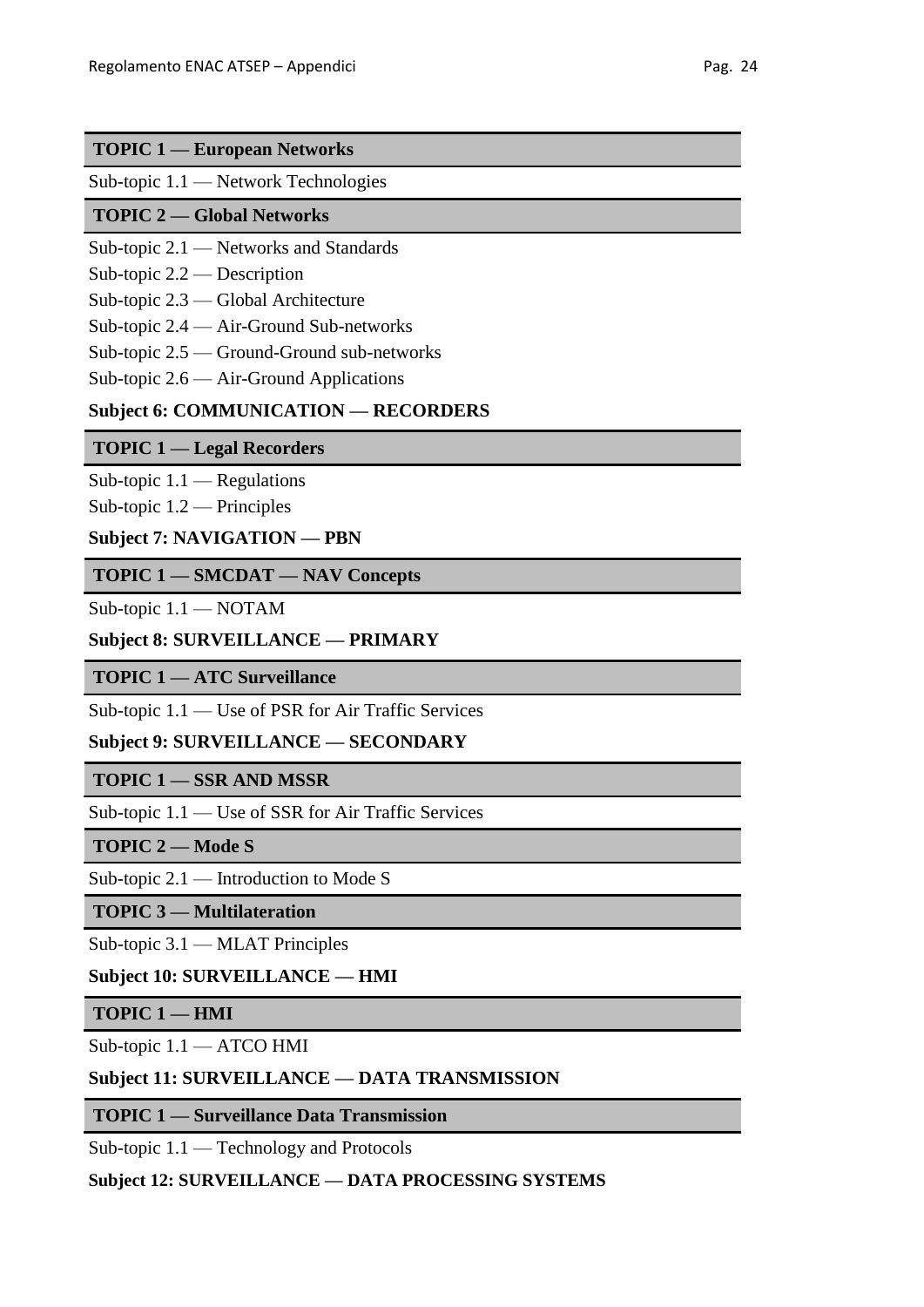**TOPIC 1 — European Networks**

Sub-topic 1.1 — Network Technologies

**TOPIC 2 — Global Networks**

Sub-topic 2.1 — Networks and Standards

Sub-topic 2.2 — Description

Sub-topic 2.3 — Global Architecture

Sub-topic 2.4 — Air-Ground Sub-networks

Sub-topic 2.5 — Ground-Ground sub-networks

Sub-topic 2.6 — Air-Ground Applications

**Subject 6: COMMUNICATION — RECORDERS**

**TOPIC 1 — Legal Recorders**

Sub-topic 1.1 — Regulations

Sub-topic 1.2 — Principles

**Subject 7: NAVIGATION — PBN**

**TOPIC 1 — SMCDAT — NAV Concepts**

Sub-topic 1.1 — NOTAM

**Subject 8: SURVEILLANCE — PRIMARY**

**TOPIC 1 — ATC Surveillance**

Sub-topic 1.1 — Use of PSR for Air Traffic Services

**Subject 9: SURVEILLANCE — SECONDARY**

**TOPIC 1 — SSR AND MSSR**

Sub-topic 1.1 — Use of SSR for Air Traffic Services

**TOPIC 2 — Mode S**

Sub-topic 2.1 — Introduction to Mode S

**TOPIC 3 — Multilateration**

Sub-topic 3.1 — MLAT Principles

**Subject 10: SURVEILLANCE — HMI**

**TOPIC 1 — HMI**

Sub-topic 1.1 — ATCO HMI

**Subject 11: SURVEILLANCE — DATA TRANSMISSION**

**TOPIC 1 — Surveillance Data Transmission**

Sub-topic 1.1 — Technology and Protocols

**Subject 12: SURVEILLANCE — DATA PROCESSING SYSTEMS**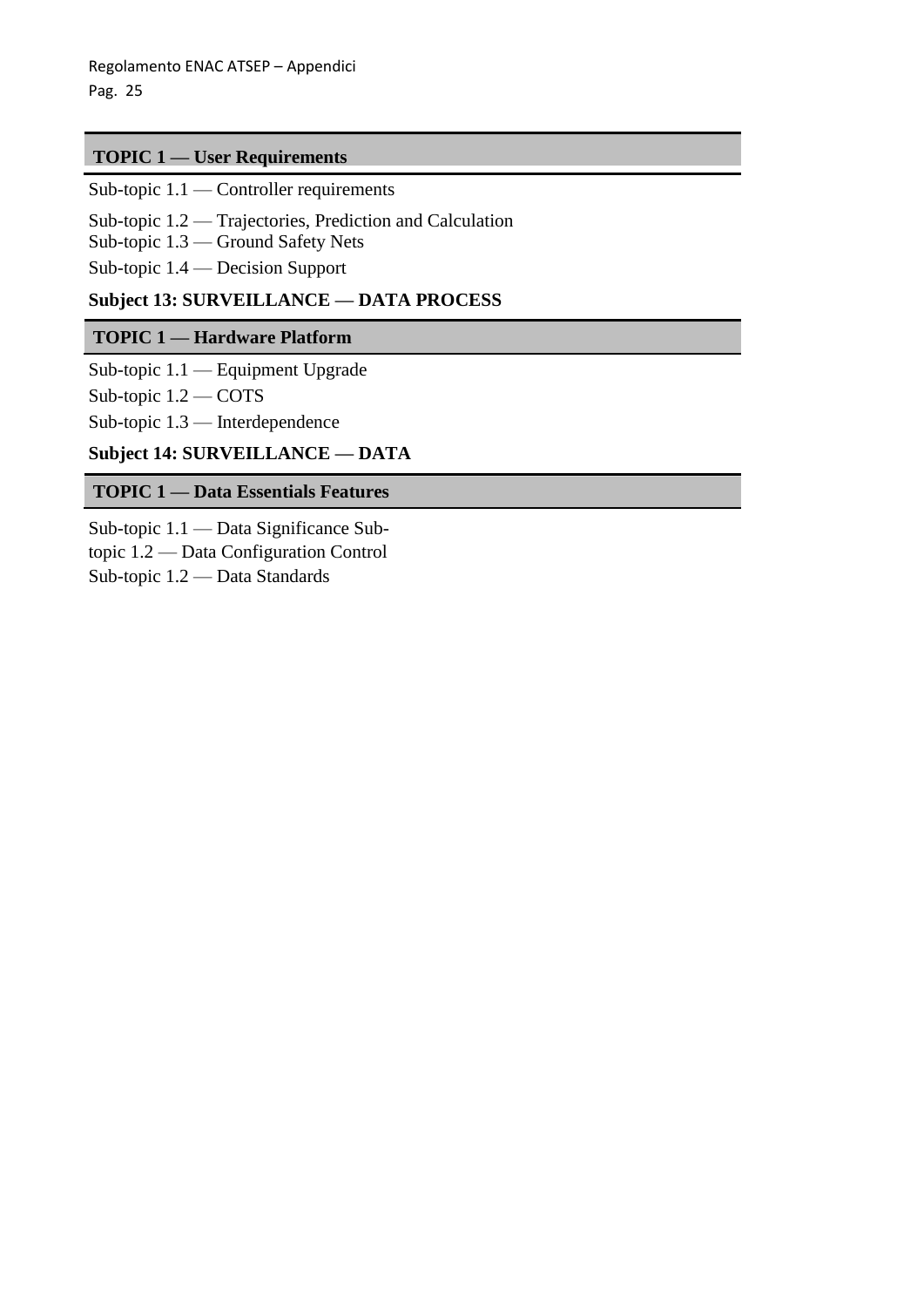**TOPIC 1 — User Requirements**

Sub-topic 1.1 — Controller requirements

Sub-topic 1.2 — Trajectories, Prediction and Calculation
Sub-topic 1.3 — Ground Safety Nets

Sub-topic 1.4 — Decision Support

**Subject 13: SURVEILLANCE — DATA PROCESS**

**TOPIC 1 — Hardware Platform**

Sub-topic 1.1 — Equipment Upgrade

Sub-topic 1.2 — COTS

Sub-topic 1.3 — Interdependence

**Subject 14: SURVEILLANCE — DATA**

**TOPIC 1 — Data Essentials Features**

Sub-topic 1.1 — Data Significance Sub-
topic 1.2 — Data Configuration Control
Sub-topic 1.2 — Data Standards